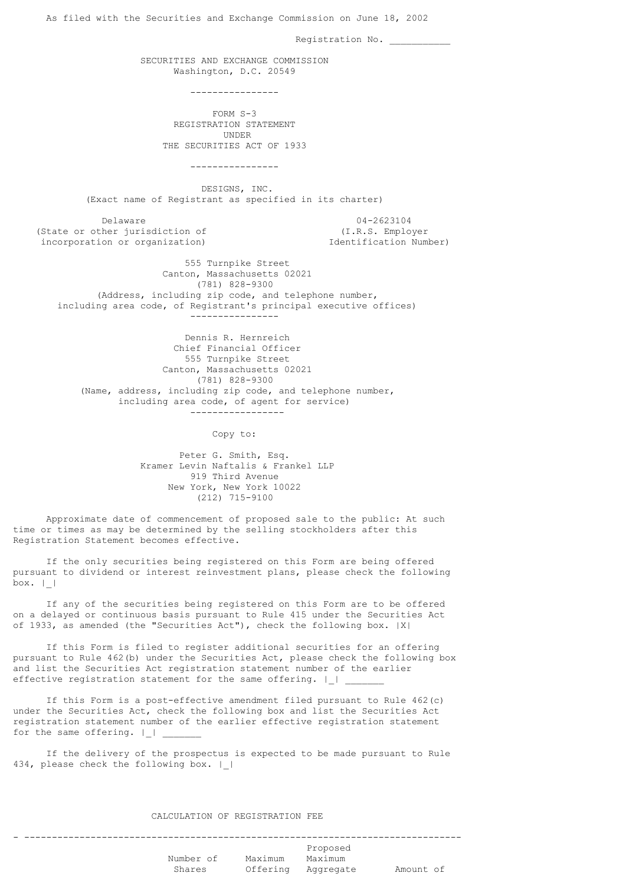As filed with the Securities and Exchange Commission on June 18, 2002

Registration No. ___________

SECURITIES AND EXCHANGE COMMISSION
Washington, D.C. 20549

----------------

# FORM S-3
## REGISTRATION STATEMENT
## UNDER
## THE SECURITIES ACT OF 1933

----------------

## DESIGNS, INC.
(Exact name of Registrant as specified in its charter)

| Delaware | 04-2623104 |
|---|---|
| (State or other jurisdiction of incorporation or organization) | (I.R.S. Employer Identification Number) |

555 Turnpike Street
Canton, Massachusetts 02021
(781) 828-9300
(Address, including zip code, and telephone number, including area code, of Registrant's principal executive offices)

----------------

Dennis R. Hernreich
Chief Financial Officer
555 Turnpike Street
Canton, Massachusetts 02021
(781) 828-9300
(Name, address, including zip code, and telephone number, including area code, of agent for service)

-----------------

Copy to:

Peter G. Smith, Esq.
Kramer Levin Naftalis & Frankel LLP
919 Third Avenue
New York, New York 10022
(212) 715-9100

Approximate date of commencement of proposed sale to the public: At such time or times as may be determined by the selling stockholders after this Registration Statement becomes effective.

If the only securities being registered on this Form are being offered pursuant to dividend or interest reinvestment plans, please check the following box. |_|

If any of the securities being registered on this Form are to be offered on a delayed or continuous basis pursuant to Rule 415 under the Securities Act of 1933, as amended (the "Securities Act"), check the following box. |X|

If this Form is filed to register additional securities for an offering pursuant to Rule 462(b) under the Securities Act, please check the following box and list the Securities Act registration statement number of the earlier effective registration statement for the same offering. |_| _______

If this Form is a post-effective amendment filed pursuant to Rule 462(c) under the Securities Act, check the following box and list the Securities Act registration statement number of the earlier effective registration statement for the same offering. |_| _______

If the delivery of the prospectus is expected to be made pursuant to Rule 434, please check the following box. |_|

CALCULATION OF REGISTRATION FEE

| | Number of Shares | Maximum Offering | Proposed Maximum Aggregate | Amount of |
|---|---|---|---|---|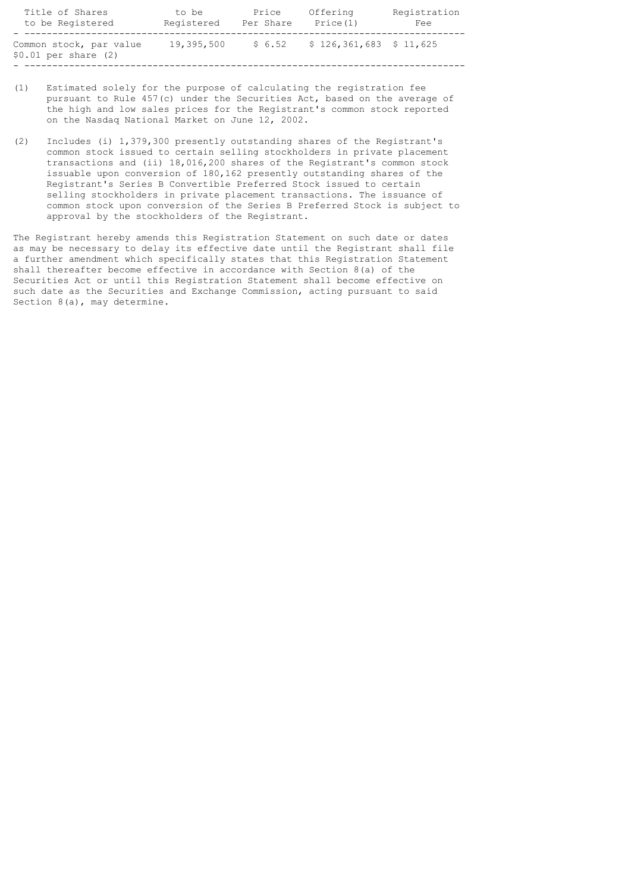| Title of Shares to be Registered | to be Registered | Price Per Share | Offering Price(1) | Registration Fee |
|---|---|---|---|---|
| Common stock, par value $0.01 per share (2) | 19,395,500 | $ 6.52 | $ 126,361,683 | $ 11,625 |

(1) Estimated solely for the purpose of calculating the registration fee pursuant to Rule 457(c) under the Securities Act, based on the average of the high and low sales prices for the Registrant's common stock reported on the Nasdaq National Market on June 12, 2002.

(2) Includes (i) 1,379,300 presently outstanding shares of the Registrant's common stock issued to certain selling stockholders in private placement transactions and (ii) 18,016,200 shares of the Registrant's common stock issuable upon conversion of 180,162 presently outstanding shares of the Registrant's Series B Convertible Preferred Stock issued to certain selling stockholders in private placement transactions. The issuance of common stock upon conversion of the Series B Preferred Stock is subject to approval by the stockholders of the Registrant.

The Registrant hereby amends this Registration Statement on such date or dates as may be necessary to delay its effective date until the Registrant shall file a further amendment which specifically states that this Registration Statement shall thereafter become effective in accordance with Section 8(a) of the Securities Act or until this Registration Statement shall become effective on such date as the Securities and Exchange Commission, acting pursuant to said Section 8(a), may determine.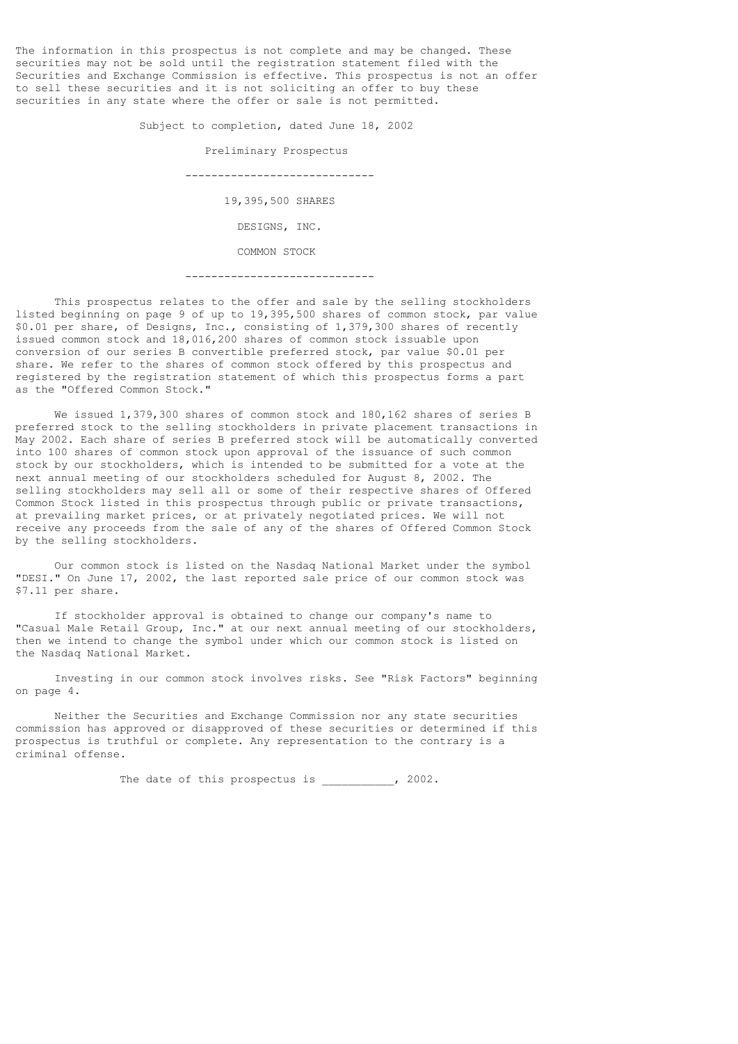The information in this prospectus is not complete and may be changed. These securities may not be sold until the registration statement filed with the Securities and Exchange Commission is effective. This prospectus is not an offer to sell these securities and it is not soliciting an offer to buy these securities in any state where the offer or sale is not permitted.

Subject to completion, dated June 18, 2002

Preliminary Prospectus

---

19,395,500 SHARES

DESIGNS, INC.

COMMON STOCK

---

This prospectus relates to the offer and sale by the selling stockholders listed beginning on page 9 of up to 19,395,500 shares of common stock, par value $0.01 per share, of Designs, Inc., consisting of 1,379,300 shares of recently issued common stock and 18,016,200 shares of common stock issuable upon conversion of our series B convertible preferred stock, par value $0.01 per share. We refer to the shares of common stock offered by this prospectus and registered by the registration statement of which this prospectus forms a part as the "Offered Common Stock."

We issued 1,379,300 shares of common stock and 180,162 shares of series B preferred stock to the selling stockholders in private placement transactions in May 2002. Each share of series B preferred stock will be automatically converted into 100 shares of common stock upon approval of the issuance of such common stock by our stockholders, which is intended to be submitted for a vote at the next annual meeting of our stockholders scheduled for August 8, 2002. The selling stockholders may sell all or some of their respective shares of Offered Common Stock listed in this prospectus through public or private transactions, at prevailing market prices, or at privately negotiated prices. We will not receive any proceeds from the sale of any of the shares of Offered Common Stock by the selling stockholders.

Our common stock is listed on the Nasdaq National Market under the symbol "DESI." On June 17, 2002, the last reported sale price of our common stock was $7.11 per share.

If stockholder approval is obtained to change our company's name to "Casual Male Retail Group, Inc." at our next annual meeting of our stockholders, then we intend to change the symbol under which our common stock is listed on the Nasdaq National Market.

Investing in our common stock involves risks. See "Risk Factors" beginning on page 4.

Neither the Securities and Exchange Commission nor any state securities commission has approved or disapproved of these securities or determined if this prospectus is truthful or complete. Any representation to the contrary is a criminal offense.

The date of this prospectus is ___________, 2002.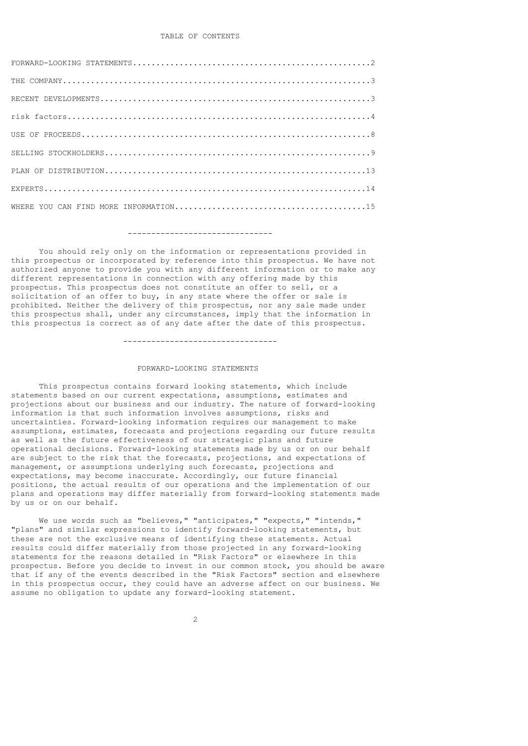TABLE OF CONTENTS

| | |
|---|---|
| FORWARD-LOOKING STATEMENTS | 2 |
| THE COMPANY | 3 |
| RECENT DEVELOPMENTS | 3 |
| risk factors | 4 |
| USE OF PROCEEDS | 8 |
| SELLING STOCKHOLDERS | 9 |
| PLAN OF DISTRIBUTION | 13 |
| EXPERTS | 14 |
| WHERE YOU CAN FIND MORE INFORMATION | 15 |

-------------------------------

You should rely only on the information or representations provided in this prospectus or incorporated by reference into this prospectus. We have not authorized anyone to provide you with any different information or to make any different representations in connection with any offering made by this prospectus. This prospectus does not constitute an offer to sell, or a solicitation of an offer to buy, in any state where the offer or sale is prohibited. Neither the delivery of this prospectus, nor any sale made under this prospectus shall, under any circumstances, imply that the information in this prospectus is correct as of any date after the date of this prospectus.

---------------------------------

## FORWARD-LOOKING STATEMENTS

This prospectus contains forward looking statements, which include statements based on our current expectations, assumptions, estimates and projections about our business and our industry. The nature of forward-looking information is that such information involves assumptions, risks and uncertainties. Forward-looking information requires our management to make assumptions, estimates, forecasts and projections regarding our future results as well as the future effectiveness of our strategic plans and future operational decisions. Forward-looking statements made by us or on our behalf are subject to the risk that the forecasts, projections, and expectations of management, or assumptions underlying such forecasts, projections and expectations, may become inaccurate. Accordingly, our future financial positions, the actual results of our operations and the implementation of our plans and operations may differ materially from forward-looking statements made by us or on our behalf.

We use words such as "believes," "anticipates," "expects," "intends," "plans" and similar expressions to identify forward-looking statements, but these are not the exclusive means of identifying these statements. Actual results could differ materially from those projected in any forward-looking statements for the reasons detailed in "Risk Factors" or elsewhere in this prospectus. Before you decide to invest in our common stock, you should be aware that if any of the events described in the "Risk Factors" section and elsewhere in this prospectus occur, they could have an adverse affect on our business. We assume no obligation to update any forward-looking statement.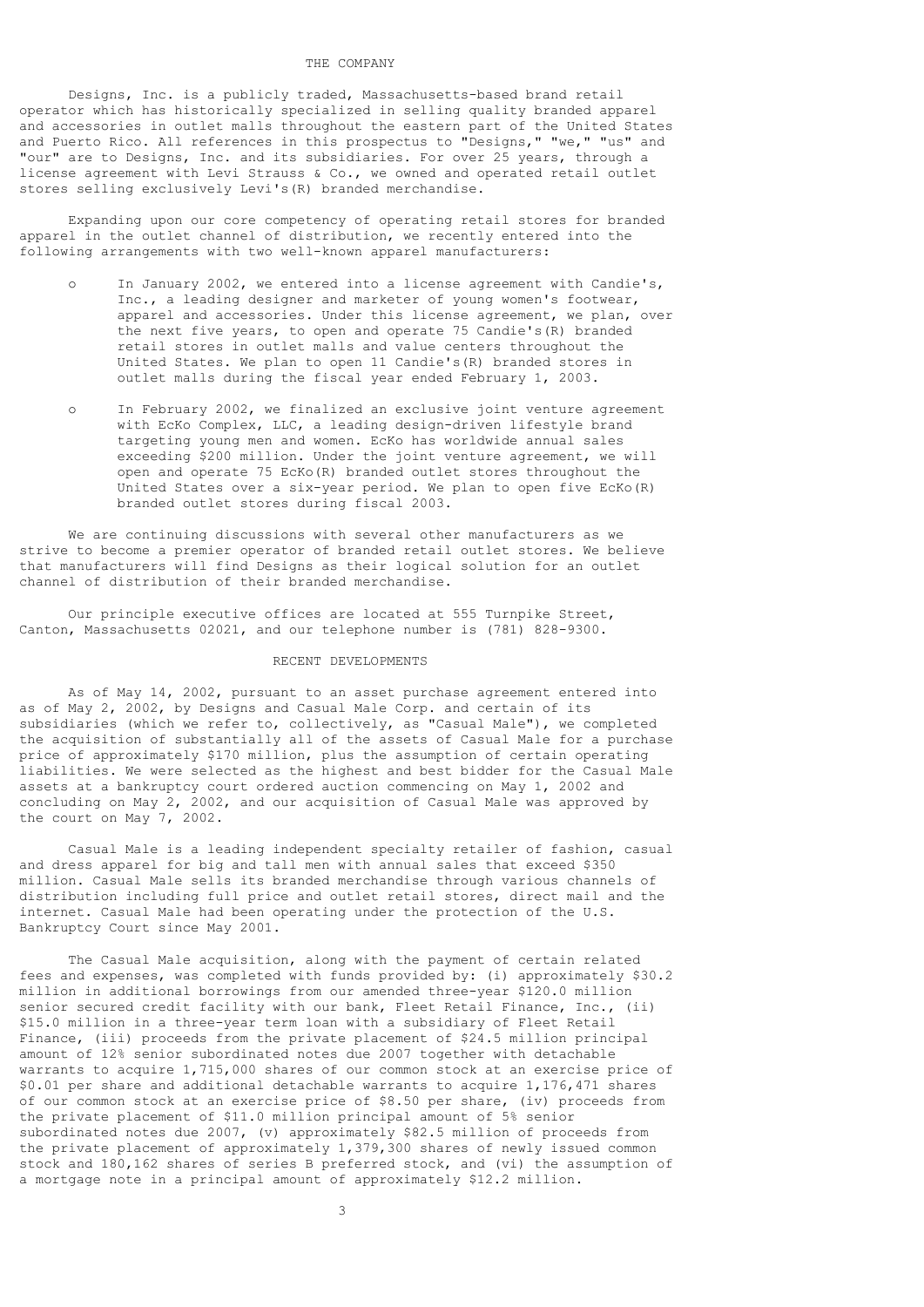## THE COMPANY

Designs, Inc. is a publicly traded, Massachusetts-based brand retail operator which has historically specialized in selling quality branded apparel and accessories in outlet malls throughout the eastern part of the United States and Puerto Rico. All references in this prospectus to "Designs," "we," "us" and "our" are to Designs, Inc. and its subsidiaries. For over 25 years, through a license agreement with Levi Strauss & Co., we owned and operated retail outlet stores selling exclusively Levi's(R) branded merchandise.

Expanding upon our core competency of operating retail stores for branded apparel in the outlet channel of distribution, we recently entered into the following arrangements with two well-known apparel manufacturers:

- In January 2002, we entered into a license agreement with Candie's, Inc., a leading designer and marketer of young women's footwear, apparel and accessories. Under this license agreement, we plan, over the next five years, to open and operate 75 Candie's(R) branded retail stores in outlet malls and value centers throughout the United States. We plan to open 11 Candie's(R) branded stores in outlet malls during the fiscal year ended February 1, 2003.

- In February 2002, we finalized an exclusive joint venture agreement with EcKo Complex, LLC, a leading design-driven lifestyle brand targeting young men and women. EcKo has worldwide annual sales exceeding $200 million. Under the joint venture agreement, we will open and operate 75 EcKo(R) branded outlet stores throughout the United States over a six-year period. We plan to open five EcKo(R) branded outlet stores during fiscal 2003.

We are continuing discussions with several other manufacturers as we strive to become a premier operator of branded retail outlet stores. We believe that manufacturers will find Designs as their logical solution for an outlet channel of distribution of their branded merchandise.

Our principle executive offices are located at 555 Turnpike Street, Canton, Massachusetts 02021, and our telephone number is (781) 828-9300.

## RECENT DEVELOPMENTS

As of May 14, 2002, pursuant to an asset purchase agreement entered into as of May 2, 2002, by Designs and Casual Male Corp. and certain of its subsidiaries (which we refer to, collectively, as "Casual Male"), we completed the acquisition of substantially all of the assets of Casual Male for a purchase price of approximately $170 million, plus the assumption of certain operating liabilities. We were selected as the highest and best bidder for the Casual Male assets at a bankruptcy court ordered auction commencing on May 1, 2002 and concluding on May 2, 2002, and our acquisition of Casual Male was approved by the court on May 7, 2002.

Casual Male is a leading independent specialty retailer of fashion, casual and dress apparel for big and tall men with annual sales that exceed $350 million. Casual Male sells its branded merchandise through various channels of distribution including full price and outlet retail stores, direct mail and the internet. Casual Male had been operating under the protection of the U.S. Bankruptcy Court since May 2001.

The Casual Male acquisition, along with the payment of certain related fees and expenses, was completed with funds provided by: (i) approximately $30.2 million in additional borrowings from our amended three-year $120.0 million senior secured credit facility with our bank, Fleet Retail Finance, Inc., (ii) $15.0 million in a three-year term loan with a subsidiary of Fleet Retail Finance, (iii) proceeds from the private placement of $24.5 million principal amount of 12% senior subordinated notes due 2007 together with detachable warrants to acquire 1,715,000 shares of our common stock at an exercise price of $0.01 per share and additional detachable warrants to acquire 1,176,471 shares of our common stock at an exercise price of $8.50 per share, (iv) proceeds from the private placement of $11.0 million principal amount of 5% senior subordinated notes due 2007, (v) approximately $82.5 million of proceeds from the private placement of approximately 1,379,300 shares of newly issued common stock and 180,162 shares of series B preferred stock, and (vi) the assumption of a mortgage note in a principal amount of approximately $12.2 million.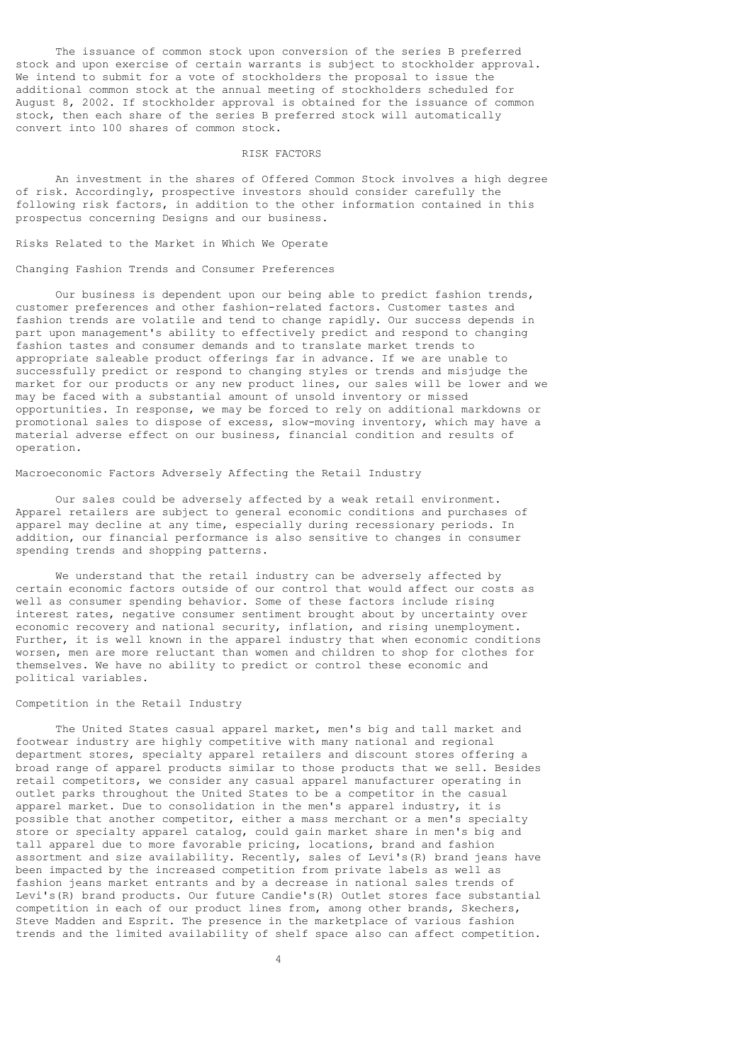The issuance of common stock upon conversion of the series B preferred stock and upon exercise of certain warrants is subject to stockholder approval. We intend to submit for a vote of stockholders the proposal to issue the additional common stock at the annual meeting of stockholders scheduled for August 8, 2002. If stockholder approval is obtained for the issuance of common stock, then each share of the series B preferred stock will automatically convert into 100 shares of common stock.

## RISK FACTORS

An investment in the shares of Offered Common Stock involves a high degree of risk. Accordingly, prospective investors should consider carefully the following risk factors, in addition to the other information contained in this prospectus concerning Designs and our business.

### Risks Related to the Market in Which We Operate

#### Changing Fashion Trends and Consumer Preferences

Our business is dependent upon our being able to predict fashion trends, customer preferences and other fashion-related factors. Customer tastes and fashion trends are volatile and tend to change rapidly. Our success depends in part upon management's ability to effectively predict and respond to changing fashion tastes and consumer demands and to translate market trends to appropriate saleable product offerings far in advance. If we are unable to successfully predict or respond to changing styles or trends and misjudge the market for our products or any new product lines, our sales will be lower and we may be faced with a substantial amount of unsold inventory or missed opportunities. In response, we may be forced to rely on additional markdowns or promotional sales to dispose of excess, slow-moving inventory, which may have a material adverse effect on our business, financial condition and results of operation.

#### Macroeconomic Factors Adversely Affecting the Retail Industry

Our sales could be adversely affected by a weak retail environment. Apparel retailers are subject to general economic conditions and purchases of apparel may decline at any time, especially during recessionary periods. In addition, our financial performance is also sensitive to changes in consumer spending trends and shopping patterns.

We understand that the retail industry can be adversely affected by certain economic factors outside of our control that would affect our costs as well as consumer spending behavior. Some of these factors include rising interest rates, negative consumer sentiment brought about by uncertainty over economic recovery and national security, inflation, and rising unemployment. Further, it is well known in the apparel industry that when economic conditions worsen, men are more reluctant than women and children to shop for clothes for themselves. We have no ability to predict or control these economic and political variables.

#### Competition in the Retail Industry

The United States casual apparel market, men's big and tall market and footwear industry are highly competitive with many national and regional department stores, specialty apparel retailers and discount stores offering a broad range of apparel products similar to those products that we sell. Besides retail competitors, we consider any casual apparel manufacturer operating in outlet parks throughout the United States to be a competitor in the casual apparel market. Due to consolidation in the men's apparel industry, it is possible that another competitor, either a mass merchant or a men's specialty store or specialty apparel catalog, could gain market share in men's big and tall apparel due to more favorable pricing, locations, brand and fashion assortment and size availability. Recently, sales of Levi's(R) brand jeans have been impacted by the increased competition from private labels as well as fashion jeans market entrants and by a decrease in national sales trends of Levi's(R) brand products. Our future Candie's(R) Outlet stores face substantial competition in each of our product lines from, among other brands, Skechers, Steve Madden and Esprit. The presence in the marketplace of various fashion trends and the limited availability of shelf space also can affect competition.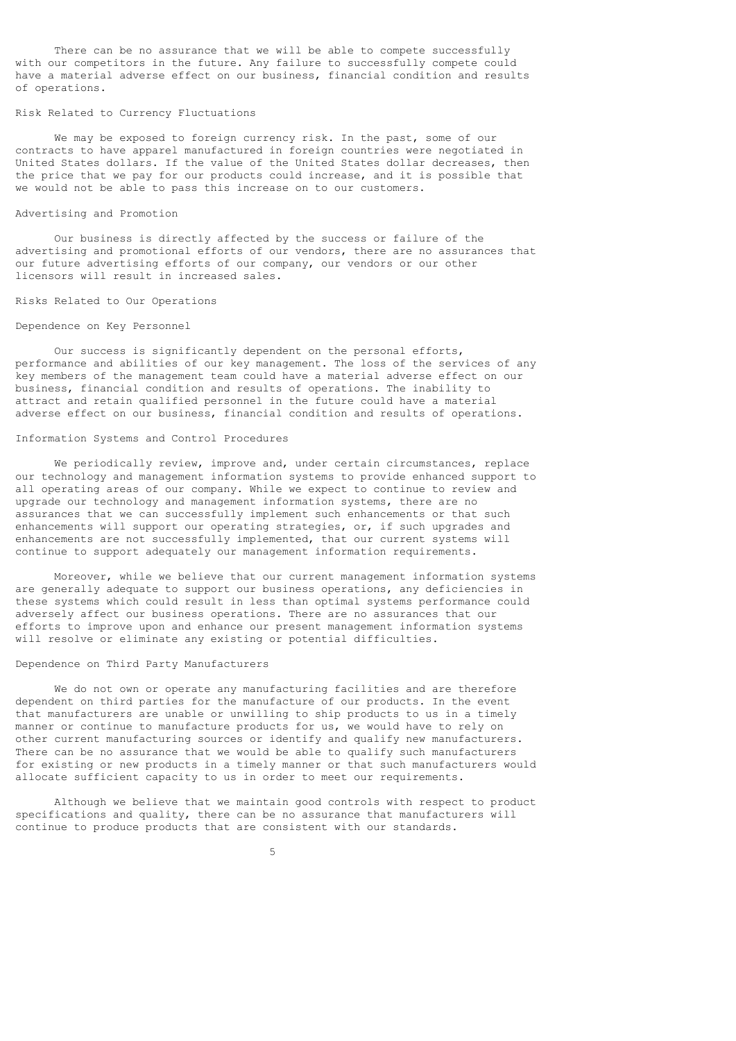There can be no assurance that we will be able to compete successfully with our competitors in the future. Any failure to successfully compete could have a material adverse effect on our business, financial condition and results of operations.

### Risk Related to Currency Fluctuations

We may be exposed to foreign currency risk. In the past, some of our contracts to have apparel manufactured in foreign countries were negotiated in United States dollars. If the value of the United States dollar decreases, then the price that we pay for our products could increase, and it is possible that we would not be able to pass this increase on to our customers.

### Advertising and Promotion

Our business is directly affected by the success or failure of the advertising and promotional efforts of our vendors, there are no assurances that our future advertising efforts of our company, our vendors or our other licensors will result in increased sales.

## Risks Related to Our Operations

### Dependence on Key Personnel

Our success is significantly dependent on the personal efforts, performance and abilities of our key management. The loss of the services of any key members of the management team could have a material adverse effect on our business, financial condition and results of operations. The inability to attract and retain qualified personnel in the future could have a material adverse effect on our business, financial condition and results of operations.

### Information Systems and Control Procedures

We periodically review, improve and, under certain circumstances, replace our technology and management information systems to provide enhanced support to all operating areas of our company. While we expect to continue to review and upgrade our technology and management information systems, there are no assurances that we can successfully implement such enhancements or that such enhancements will support our operating strategies, or, if such upgrades and enhancements are not successfully implemented, that our current systems will continue to support adequately our management information requirements.

Moreover, while we believe that our current management information systems are generally adequate to support our business operations, any deficiencies in these systems which could result in less than optimal systems performance could adversely affect our business operations. There are no assurances that our efforts to improve upon and enhance our present management information systems will resolve or eliminate any existing or potential difficulties.

### Dependence on Third Party Manufacturers

We do not own or operate any manufacturing facilities and are therefore dependent on third parties for the manufacture of our products. In the event that manufacturers are unable or unwilling to ship products to us in a timely manner or continue to manufacture products for us, we would have to rely on other current manufacturing sources or identify and qualify new manufacturers. There can be no assurance that we would be able to qualify such manufacturers for existing or new products in a timely manner or that such manufacturers would allocate sufficient capacity to us in order to meet our requirements.

Although we believe that we maintain good controls with respect to product specifications and quality, there can be no assurance that manufacturers will continue to produce products that are consistent with our standards.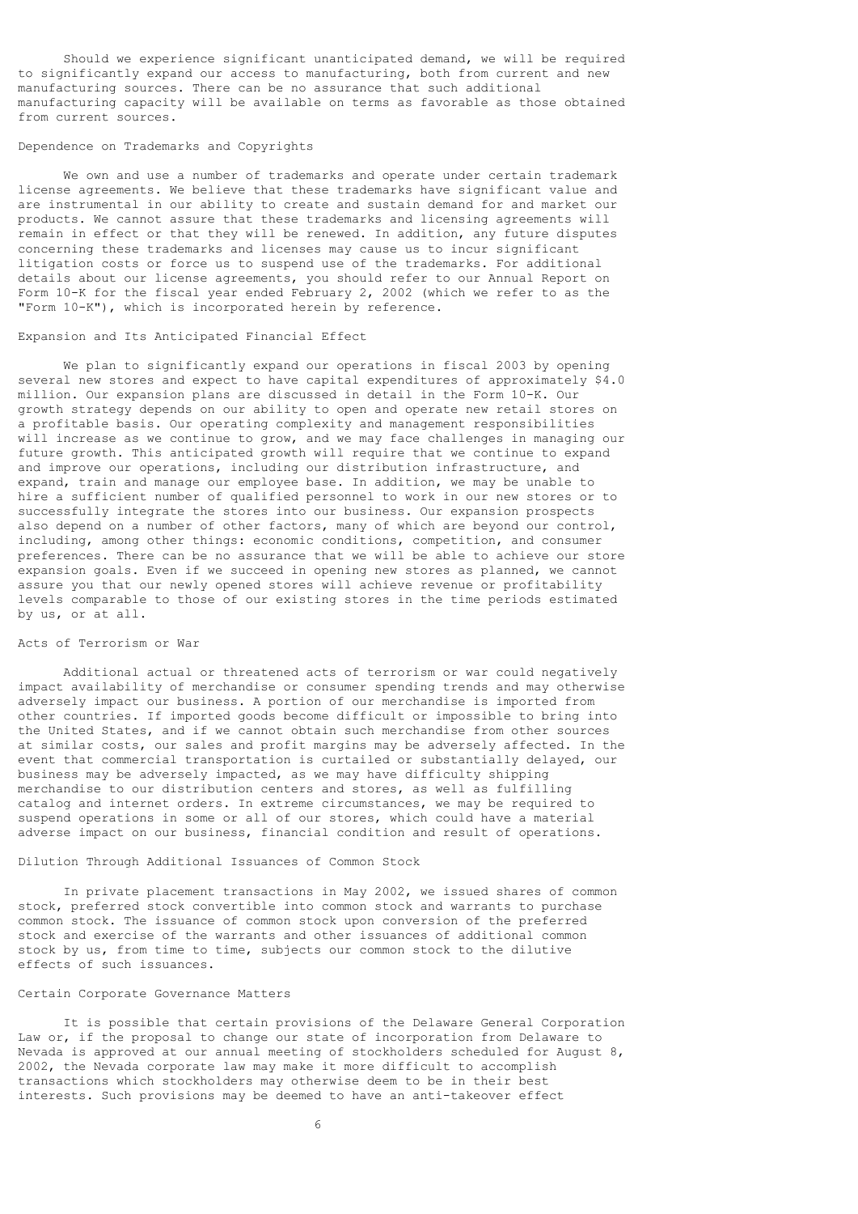Should we experience significant unanticipated demand, we will be required to significantly expand our access to manufacturing, both from current and new manufacturing sources. There can be no assurance that such additional manufacturing capacity will be available on terms as favorable as those obtained from current sources.

### Dependence on Trademarks and Copyrights

We own and use a number of trademarks and operate under certain trademark license agreements. We believe that these trademarks have significant value and are instrumental in our ability to create and sustain demand for and market our products. We cannot assure that these trademarks and licensing agreements will remain in effect or that they will be renewed. In addition, any future disputes concerning these trademarks and licenses may cause us to incur significant litigation costs or force us to suspend use of the trademarks. For additional details about our license agreements, you should refer to our Annual Report on Form 10-K for the fiscal year ended February 2, 2002 (which we refer to as the "Form 10-K"), which is incorporated herein by reference.

### Expansion and Its Anticipated Financial Effect

We plan to significantly expand our operations in fiscal 2003 by opening several new stores and expect to have capital expenditures of approximately $4.0 million. Our expansion plans are discussed in detail in the Form 10-K. Our growth strategy depends on our ability to open and operate new retail stores on a profitable basis. Our operating complexity and management responsibilities will increase as we continue to grow, and we may face challenges in managing our future growth. This anticipated growth will require that we continue to expand and improve our operations, including our distribution infrastructure, and expand, train and manage our employee base. In addition, we may be unable to hire a sufficient number of qualified personnel to work in our new stores or to successfully integrate the stores into our business. Our expansion prospects also depend on a number of other factors, many of which are beyond our control, including, among other things: economic conditions, competition, and consumer preferences. There can be no assurance that we will be able to achieve our store expansion goals. Even if we succeed in opening new stores as planned, we cannot assure you that our newly opened stores will achieve revenue or profitability levels comparable to those of our existing stores in the time periods estimated by us, or at all.

### Acts of Terrorism or War

Additional actual or threatened acts of terrorism or war could negatively impact availability of merchandise or consumer spending trends and may otherwise adversely impact our business. A portion of our merchandise is imported from other countries. If imported goods become difficult or impossible to bring into the United States, and if we cannot obtain such merchandise from other sources at similar costs, our sales and profit margins may be adversely affected. In the event that commercial transportation is curtailed or substantially delayed, our business may be adversely impacted, as we may have difficulty shipping merchandise to our distribution centers and stores, as well as fulfilling catalog and internet orders. In extreme circumstances, we may be required to suspend operations in some or all of our stores, which could have a material adverse impact on our business, financial condition and result of operations.

### Dilution Through Additional Issuances of Common Stock

In private placement transactions in May 2002, we issued shares of common stock, preferred stock convertible into common stock and warrants to purchase common stock. The issuance of common stock upon conversion of the preferred stock and exercise of the warrants and other issuances of additional common stock by us, from time to time, subjects our common stock to the dilutive effects of such issuances.

### Certain Corporate Governance Matters

It is possible that certain provisions of the Delaware General Corporation Law or, if the proposal to change our state of incorporation from Delaware to Nevada is approved at our annual meeting of stockholders scheduled for August 8, 2002, the Nevada corporate law may make it more difficult to accomplish transactions which stockholders may otherwise deem to be in their best interests. Such provisions may be deemed to have an anti-takeover effect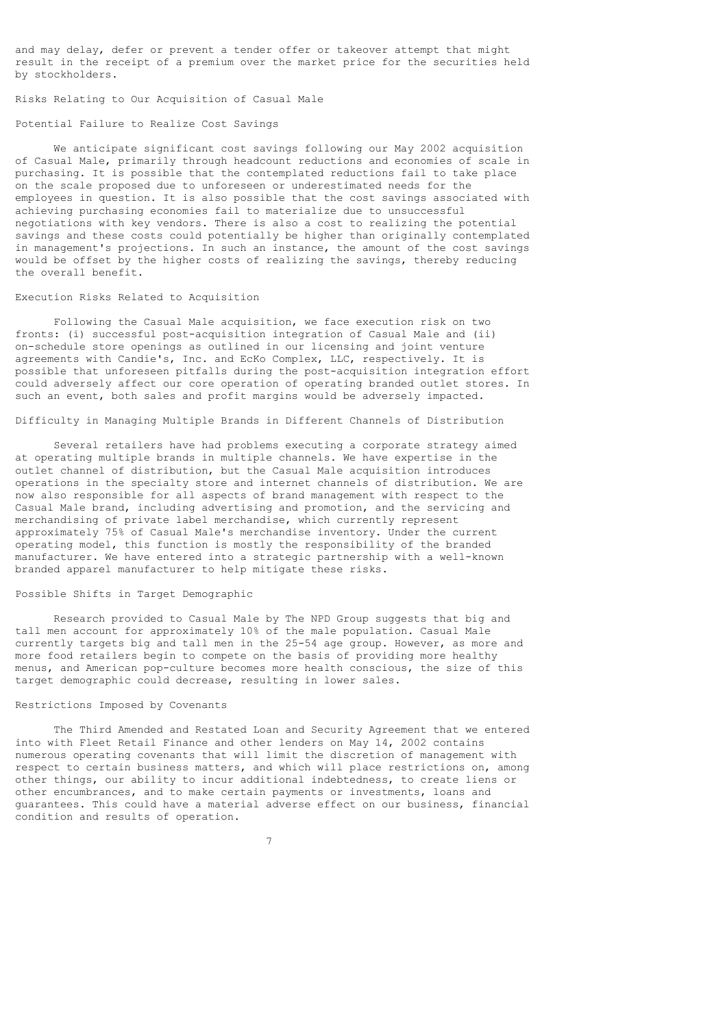and may delay, defer or prevent a tender offer or takeover attempt that might result in the receipt of a premium over the market price for the securities held by stockholders.

## Risks Relating to Our Acquisition of Casual Male

### Potential Failure to Realize Cost Savings

We anticipate significant cost savings following our May 2002 acquisition of Casual Male, primarily through headcount reductions and economies of scale in purchasing. It is possible that the contemplated reductions fail to take place on the scale proposed due to unforeseen or underestimated needs for the employees in question. It is also possible that the cost savings associated with achieving purchasing economies fail to materialize due to unsuccessful negotiations with key vendors. There is also a cost to realizing the potential savings and these costs could potentially be higher than originally contemplated in management's projections. In such an instance, the amount of the cost savings would be offset by the higher costs of realizing the savings, thereby reducing the overall benefit.

### Execution Risks Related to Acquisition

Following the Casual Male acquisition, we face execution risk on two fronts: (i) successful post-acquisition integration of Casual Male and (ii) on-schedule store openings as outlined in our licensing and joint venture agreements with Candie's, Inc. and EcKo Complex, LLC, respectively. It is possible that unforeseen pitfalls during the post-acquisition integration effort could adversely affect our core operation of operating branded outlet stores. In such an event, both sales and profit margins would be adversely impacted.

### Difficulty in Managing Multiple Brands in Different Channels of Distribution

Several retailers have had problems executing a corporate strategy aimed at operating multiple brands in multiple channels. We have expertise in the outlet channel of distribution, but the Casual Male acquisition introduces operations in the specialty store and internet channels of distribution. We are now also responsible for all aspects of brand management with respect to the Casual Male brand, including advertising and promotion, and the servicing and merchandising of private label merchandise, which currently represent approximately 75% of Casual Male's merchandise inventory. Under the current operating model, this function is mostly the responsibility of the branded manufacturer. We have entered into a strategic partnership with a well-known branded apparel manufacturer to help mitigate these risks.

### Possible Shifts in Target Demographic

Research provided to Casual Male by The NPD Group suggests that big and tall men account for approximately 10% of the male population. Casual Male currently targets big and tall men in the 25-54 age group. However, as more and more food retailers begin to compete on the basis of providing more healthy menus, and American pop-culture becomes more health conscious, the size of this target demographic could decrease, resulting in lower sales.

### Restrictions Imposed by Covenants

The Third Amended and Restated Loan and Security Agreement that we entered into with Fleet Retail Finance and other lenders on May 14, 2002 contains numerous operating covenants that will limit the discretion of management with respect to certain business matters, and which will place restrictions on, among other things, our ability to incur additional indebtedness, to create liens or other encumbrances, and to make certain payments or investments, loans and guarantees. This could have a material adverse effect on our business, financial condition and results of operation.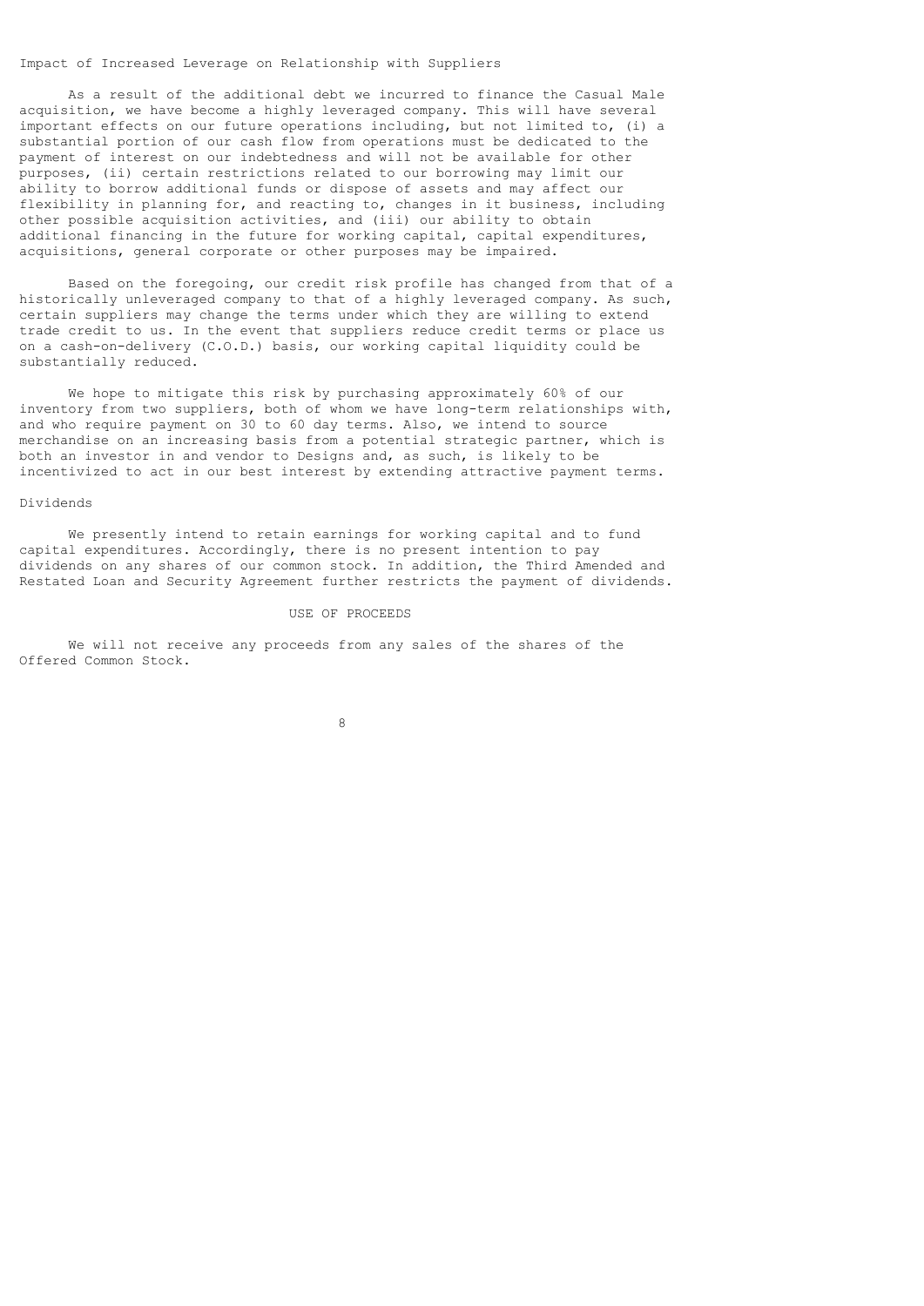### Impact of Increased Leverage on Relationship with Suppliers

As a result of the additional debt we incurred to finance the Casual Male acquisition, we have become a highly leveraged company. This will have several important effects on our future operations including, but not limited to, (i) a substantial portion of our cash flow from operations must be dedicated to the payment of interest on our indebtedness and will not be available for other purposes, (ii) certain restrictions related to our borrowing may limit our ability to borrow additional funds or dispose of assets and may affect our flexibility in planning for, and reacting to, changes in it business, including other possible acquisition activities, and (iii) our ability to obtain additional financing in the future for working capital, capital expenditures, acquisitions, general corporate or other purposes may be impaired.

Based on the foregoing, our credit risk profile has changed from that of a historically unleveraged company to that of a highly leveraged company. As such, certain suppliers may change the terms under which they are willing to extend trade credit to us. In the event that suppliers reduce credit terms or place us on a cash-on-delivery (C.O.D.) basis, our working capital liquidity could be substantially reduced.

We hope to mitigate this risk by purchasing approximately 60% of our inventory from two suppliers, both of whom we have long-term relationships with, and who require payment on 30 to 60 day terms. Also, we intend to source merchandise on an increasing basis from a potential strategic partner, which is both an investor in and vendor to Designs and, as such, is likely to be incentivized to act in our best interest by extending attractive payment terms.

### Dividends

We presently intend to retain earnings for working capital and to fund capital expenditures. Accordingly, there is no present intention to pay dividends on any shares of our common stock. In addition, the Third Amended and Restated Loan and Security Agreement further restricts the payment of dividends.

## USE OF PROCEEDS

We will not receive any proceeds from any sales of the shares of the Offered Common Stock.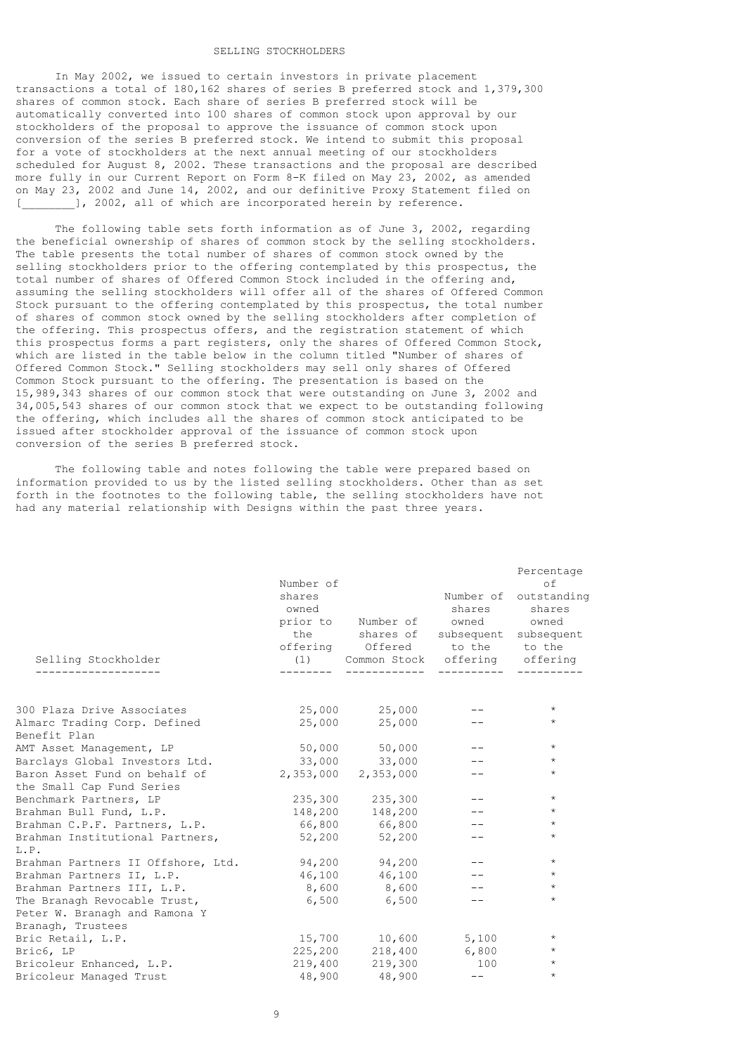## SELLING STOCKHOLDERS

In May 2002, we issued to certain investors in private placement transactions a total of 180,162 shares of series B preferred stock and 1,379,300 shares of common stock. Each share of series B preferred stock will be automatically converted into 100 shares of common stock upon approval by our stockholders of the proposal to approve the issuance of common stock upon conversion of the series B preferred stock. We intend to submit this proposal for a vote of stockholders at the next annual meeting of our stockholders scheduled for August 8, 2002. These transactions and the proposal are described more fully in our Current Report on Form 8-K filed on May 23, 2002, as amended on May 23, 2002 and June 14, 2002, and our definitive Proxy Statement filed on [________], 2002, all of which are incorporated herein by reference.

The following table sets forth information as of June 3, 2002, regarding the beneficial ownership of shares of common stock by the selling stockholders. The table presents the total number of shares of common stock owned by the selling stockholders prior to the offering contemplated by this prospectus, the total number of shares of Offered Common Stock included in the offering and, assuming the selling stockholders will offer all of the shares of Offered Common Stock pursuant to the offering contemplated by this prospectus, the total number of shares of common stock owned by the selling stockholders after completion of the offering. This prospectus offers, and the registration statement of which this prospectus forms a part registers, only the shares of Offered Common Stock, which are listed in the table below in the column titled "Number of shares of Offered Common Stock." Selling stockholders may sell only shares of Offered Common Stock pursuant to the offering. The presentation is based on the 15,989,343 shares of our common stock that were outstanding on June 3, 2002 and 34,005,543 shares of our common stock that we expect to be outstanding following the offering, which includes all the shares of common stock anticipated to be issued after stockholder approval of the issuance of common stock upon conversion of the series B preferred stock.

The following table and notes following the table were prepared based on information provided to us by the listed selling stockholders. Other than as set forth in the footnotes to the following table, the selling stockholders have not had any material relationship with Designs within the past three years.

| Selling Stockholder | Number of shares owned prior to the offering (1) | Number of shares of Offered Common Stock | Number of shares owned subsequent to the offering | Percentage of outstanding shares owned subsequent to the offering |
|---|---|---|---|---|
| 300 Plaza Drive Associates | 25,000 | 25,000 | -- | * |
| Almarc Trading Corp. Defined Benefit Plan | 25,000 | 25,000 | -- | * |
| AMT Asset Management, LP | 50,000 | 50,000 | -- | * |
| Barclays Global Investors Ltd. | 33,000 | 33,000 | -- | * |
| Baron Asset Fund on behalf of the Small Cap Fund Series | 2,353,000 | 2,353,000 | -- | * |
| Benchmark Partners, LP | 235,300 | 235,300 | -- | * |
| Brahman Bull Fund, L.P. | 148,200 | 148,200 | -- | * |
| Brahman C.P.F. Partners, L.P. | 66,800 | 66,800 | -- | * |
| Brahman Institutional Partners, L.P. | 52,200 | 52,200 | -- | * |
| Brahman Partners II Offshore, Ltd. | 94,200 | 94,200 | -- | * |
| Brahman Partners II, L.P. | 46,100 | 46,100 | -- | * |
| Brahman Partners III, L.P. | 8,600 | 8,600 | -- | * |
| The Branagh Revocable Trust, Peter W. Branagh and Ramona Y Branagh, Trustees | 6,500 | 6,500 | -- | * |
| Bric Retail, L.P. | 15,700 | 10,600 | 5,100 | * |
| Bric6, LP | 225,200 | 218,400 | 6,800 | * |
| Bricoleur Enhanced, L.P. | 219,400 | 219,300 | 100 | * |
| Bricoleur Managed Trust | 48,900 | 48,900 | -- | * |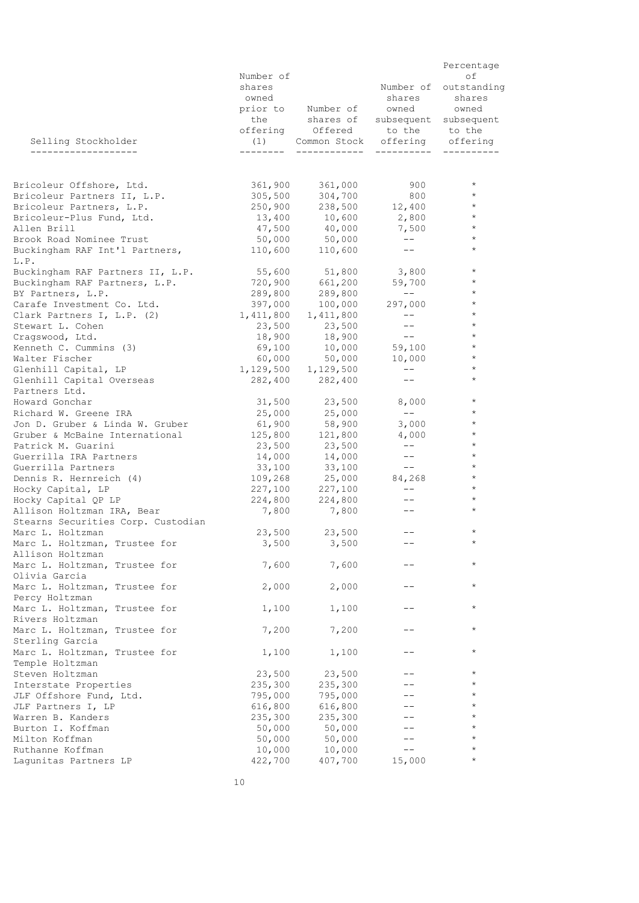| Selling Stockholder | Number of shares owned prior to the offering (1) | Number of shares of Offered Common Stock | Number of shares owned subsequent to the offering | Percentage of outstanding shares owned subsequent to the offering |
|---|---|---|---|---|
| Bricoleur Offshore, Ltd. | 361,900 | 361,000 | 900 | * |
| Bricoleur Partners II, L.P. | 305,500 | 304,700 | 800 | * |
| Bricoleur Partners, L.P. | 250,900 | 238,500 | 12,400 | * |
| Bricoleur-Plus Fund, Ltd. | 13,400 | 10,600 | 2,800 | * |
| Allen Brill | 47,500 | 40,000 | 7,500 | * |
| Brook Road Nominee Trust | 50,000 | 50,000 | -- | * |
| Buckingham RAF Int'l Partners, L.P. | 110,600 | 110,600 | -- | * |
| Buckingham RAF Partners II, L.P. | 55,600 | 51,800 | 3,800 | * |
| Buckingham RAF Partners, L.P. | 720,900 | 661,200 | 59,700 | * |
| BY Partners, L.P. | 289,800 | 289,800 | -- | * |
| Carafe Investment Co. Ltd. | 397,000 | 100,000 | 297,000 | * |
| Clark Partners I, L.P. (2) | 1,411,800 | 1,411,800 | -- | * |
| Stewart L. Cohen | 23,500 | 23,500 | -- | * |
| Cragswood, Ltd. | 18,900 | 18,900 | -- | * |
| Kenneth C. Cummins (3) | 69,100 | 10,000 | 59,100 | * |
| Walter Fischer | 60,000 | 50,000 | 10,000 | * |
| Glenhill Capital, LP | 1,129,500 | 1,129,500 | -- | * |
| Glenhill Capital Overseas Partners Ltd. | 282,400 | 282,400 | -- | * |
| Howard Gonchar | 31,500 | 23,500 | 8,000 | * |
| Richard W. Greene IRA | 25,000 | 25,000 | -- | * |
| Jon D. Gruber & Linda W. Gruber | 61,900 | 58,900 | 3,000 | * |
| Gruber & McBaine International | 125,800 | 121,800 | 4,000 | * |
| Patrick M. Guarini | 23,500 | 23,500 | -- | * |
| Guerrilla IRA Partners | 14,000 | 14,000 | -- | * |
| Guerrilla Partners | 33,100 | 33,100 | -- | * |
| Dennis R. Hernreich (4) | 109,268 | 25,000 | 84,268 | * |
| Hocky Capital, LP | 227,100 | 227,100 | -- | * |
| Hocky Capital QP LP | 224,800 | 224,800 | -- | * |
| Allison Holtzman IRA, Bear Stearns Securities Corp. Custodian | 7,800 | 7,800 | -- | * |
| Marc L. Holtzman | 23,500 | 23,500 | -- | * |
| Marc L. Holtzman, Trustee for Allison Holtzman | 3,500 | 3,500 | -- | * |
| Marc L. Holtzman, Trustee for Olivia Garcia | 7,600 | 7,600 | -- | * |
| Marc L. Holtzman, Trustee for Percy Holtzman | 2,000 | 2,000 | -- | * |
| Marc L. Holtzman, Trustee for Rivers Holtzman | 1,100 | 1,100 | -- | * |
| Marc L. Holtzman, Trustee for Sterling Garcia | 7,200 | 7,200 | -- | * |
| Marc L. Holtzman, Trustee for Temple Holtzman | 1,100 | 1,100 | -- | * |
| Steven Holtzman | 23,500 | 23,500 | -- | * |
| Interstate Properties | 235,300 | 235,300 | -- | * |
| JLF Offshore Fund, Ltd. | 795,000 | 795,000 | -- | * |
| JLF Partners I, LP | 616,800 | 616,800 | -- | * |
| Warren B. Kanders | 235,300 | 235,300 | -- | * |
| Burton I. Koffman | 50,000 | 50,000 | -- | * |
| Milton Koffman | 50,000 | 50,000 | -- | * |
| Ruthanne Koffman | 10,000 | 10,000 | -- | * |
| Lagunitas Partners LP | 422,700 | 407,700 | 15,000 | * |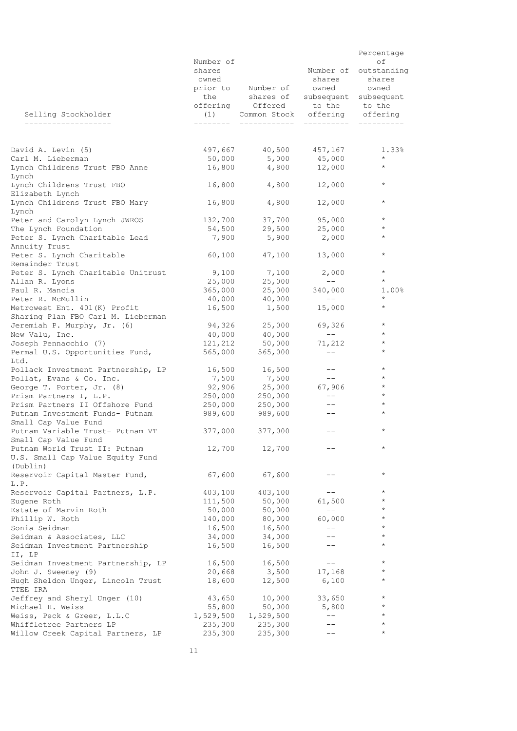| Selling Stockholder | Number of shares owned prior to the offering (1) | Number of shares of Offered Common Stock | Number of shares owned subsequent to the offering | Percentage of outstanding shares owned subsequent to the offering |
|---|---|---|---|---|
| David A. Levin (5) | 497,667 | 40,500 | 457,167 | 1.33% |
| Carl M. Lieberman | 50,000 | 5,000 | 45,000 | * |
| Lynch Childrens Trust FBO Anne Lynch | 16,800 | 4,800 | 12,000 | * |
| Lynch Childrens Trust FBO Elizabeth Lynch | 16,800 | 4,800 | 12,000 | * |
| Lynch Childrens Trust FBO Mary Lynch | 16,800 | 4,800 | 12,000 | * |
| Peter and Carolyn Lynch JWROS | 132,700 | 37,700 | 95,000 | * |
| The Lynch Foundation | 54,500 | 29,500 | 25,000 | * |
| Peter S. Lynch Charitable Lead Annuity Trust | 7,900 | 5,900 | 2,000 | * |
| Peter S. Lynch Charitable Remainder Trust | 60,100 | 47,100 | 13,000 | * |
| Peter S. Lynch Charitable Unitrust | 9,100 | 7,100 | 2,000 | * |
| Allan R. Lyons | 25,000 | 25,000 | -- | * |
| Paul R. Mancia | 365,000 | 25,000 | 340,000 | 1.00% |
| Peter R. McMullin | 40,000 | 40,000 | -- | * |
| Metrowest Ent. 401(K) Profit Sharing Plan FBO Carl M. Lieberman | 16,500 | 1,500 | 15,000 | * |
| Jeremiah P. Murphy, Jr. (6) | 94,326 | 25,000 | 69,326 | * |
| New Valu, Inc. | 40,000 | 40,000 | -- | * |
| Joseph Pennacchio (7) | 121,212 | 50,000 | 71,212 | * |
| Permal U.S. Opportunities Fund, Ltd. | 565,000 | 565,000 | -- | * |
| Pollack Investment Partnership, LP | 16,500 | 16,500 | -- | * |
| Pollat, Evans & Co. Inc. | 7,500 | 7,500 | -- | * |
| George T. Porter, Jr. (8) | 92,906 | 25,000 | 67,906 | * |
| Prism Partners I, L.P. | 250,000 | 250,000 | -- | * |
| Prism Partners II Offshore Fund | 250,000 | 250,000 | -- | * |
| Putnam Investment Funds- Putnam Small Cap Value Fund | 989,600 | 989,600 | -- | * |
| Putnam Variable Trust- Putnam VT Small Cap Value Fund | 377,000 | 377,000 | -- | * |
| Putnam World Trust II: Putnam U.S. Small Cap Value Equity Fund (Dublin) | 12,700 | 12,700 | -- | * |
| Reservoir Capital Master Fund, L.P. | 67,600 | 67,600 | -- | * |
| Reservoir Capital Partners, L.P. | 403,100 | 403,100 | -- | * |
| Eugene Roth | 111,500 | 50,000 | 61,500 | * |
| Estate of Marvin Roth | 50,000 | 50,000 | -- | * |
| Phillip W. Roth | 140,000 | 80,000 | 60,000 | * |
| Sonia Seidman | 16,500 | 16,500 | -- | * |
| Seidman & Associates, LLC | 34,000 | 34,000 | -- | * |
| Seidman Investment Partnership II, LP | 16,500 | 16,500 | -- | * |
| Seidman Investment Partnership, LP | 16,500 | 16,500 | -- | * |
| John J. Sweeney (9) | 20,668 | 3,500 | 17,168 | * |
| Hugh Sheldon Unger, Lincoln Trust TTEE IRA | 18,600 | 12,500 | 6,100 | * |
| Jeffrey and Sheryl Unger (10) | 43,650 | 10,000 | 33,650 | * |
| Michael H. Weiss | 55,800 | 50,000 | 5,800 | * |
| Weiss, Peck & Greer, L.L.C | 1,529,500 | 1,529,500 | -- | * |
| Whiffletree Partners LP | 235,300 | 235,300 | -- | * |
| Willow Creek Capital Partners, LP | 235,300 | 235,300 | -- | * |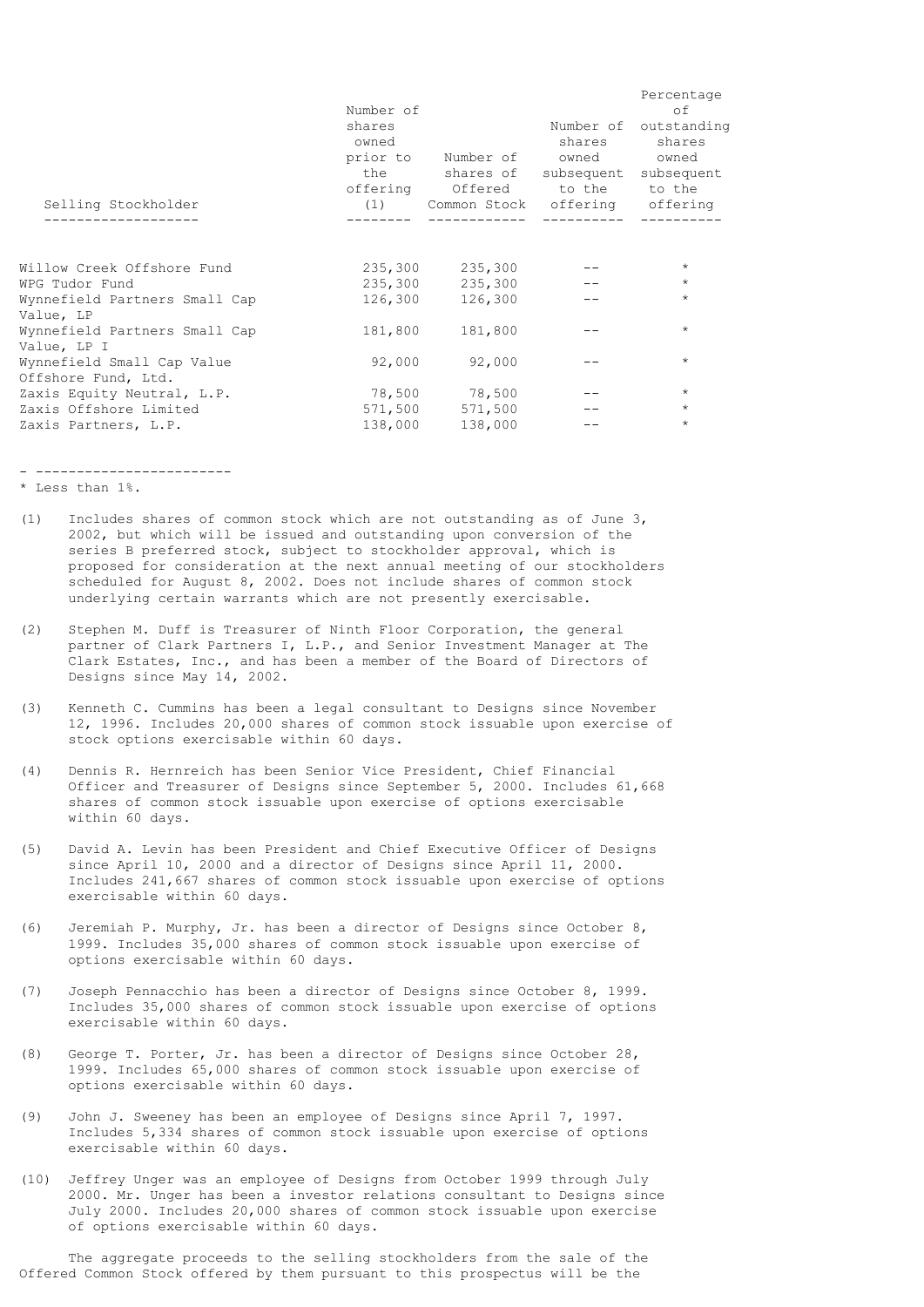| Selling Stockholder | Number of shares owned prior to the offering (1) | Number of shares of Offered Common Stock | Number of shares owned subsequent to the offering | Percentage of outstanding shares owned subsequent to the offering |
|---|---|---|---|---|
| Willow Creek Offshore Fund | 235,300 | 235,300 | -- | * |
| WPG Tudor Fund | 235,300 | 235,300 | -- | * |
| Wynnefield Partners Small Cap Value, LP | 126,300 | 126,300 | -- | * |
| Wynnefield Partners Small Cap Value, LP I | 181,800 | 181,800 | -- | * |
| Wynnefield Small Cap Value Offshore Fund, Ltd. | 92,000 | 92,000 | -- | * |
| Zaxis Equity Neutral, L.P. | 78,500 | 78,500 | -- | * |
| Zaxis Offshore Limited | 571,500 | 571,500 | -- | * |
| Zaxis Partners, L.P. | 138,000 | 138,000 | -- | * |

---

* Less than 1%.

(1) Includes shares of common stock which are not outstanding as of June 3, 2002, but which will be issued and outstanding upon conversion of the series B preferred stock, subject to stockholder approval, which is proposed for consideration at the next annual meeting of our stockholders scheduled for August 8, 2002. Does not include shares of common stock underlying certain warrants which are not presently exercisable.

(2) Stephen M. Duff is Treasurer of Ninth Floor Corporation, the general partner of Clark Partners I, L.P., and Senior Investment Manager at The Clark Estates, Inc., and has been a member of the Board of Directors of Designs since May 14, 2002.

(3) Kenneth C. Cummins has been a legal consultant to Designs since November 12, 1996. Includes 20,000 shares of common stock issuable upon exercise of stock options exercisable within 60 days.

(4) Dennis R. Hernreich has been Senior Vice President, Chief Financial Officer and Treasurer of Designs since September 5, 2000. Includes 61,668 shares of common stock issuable upon exercise of options exercisable within 60 days.

(5) David A. Levin has been President and Chief Executive Officer of Designs since April 10, 2000 and a director of Designs since April 11, 2000. Includes 241,667 shares of common stock issuable upon exercise of options exercisable within 60 days.

(6) Jeremiah P. Murphy, Jr. has been a director of Designs since October 8, 1999. Includes 35,000 shares of common stock issuable upon exercise of options exercisable within 60 days.

(7) Joseph Pennacchio has been a director of Designs since October 8, 1999. Includes 35,000 shares of common stock issuable upon exercise of options exercisable within 60 days.

(8) George T. Porter, Jr. has been a director of Designs since October 28, 1999. Includes 65,000 shares of common stock issuable upon exercise of options exercisable within 60 days.

(9) John J. Sweeney has been an employee of Designs since April 7, 1997. Includes 5,334 shares of common stock issuable upon exercise of options exercisable within 60 days.

(10) Jeffrey Unger was an employee of Designs from October 1999 through July 2000. Mr. Unger has been a investor relations consultant to Designs since July 2000. Includes 20,000 shares of common stock issuable upon exercise of options exercisable within 60 days.

The aggregate proceeds to the selling stockholders from the sale of the Offered Common Stock offered by them pursuant to this prospectus will be the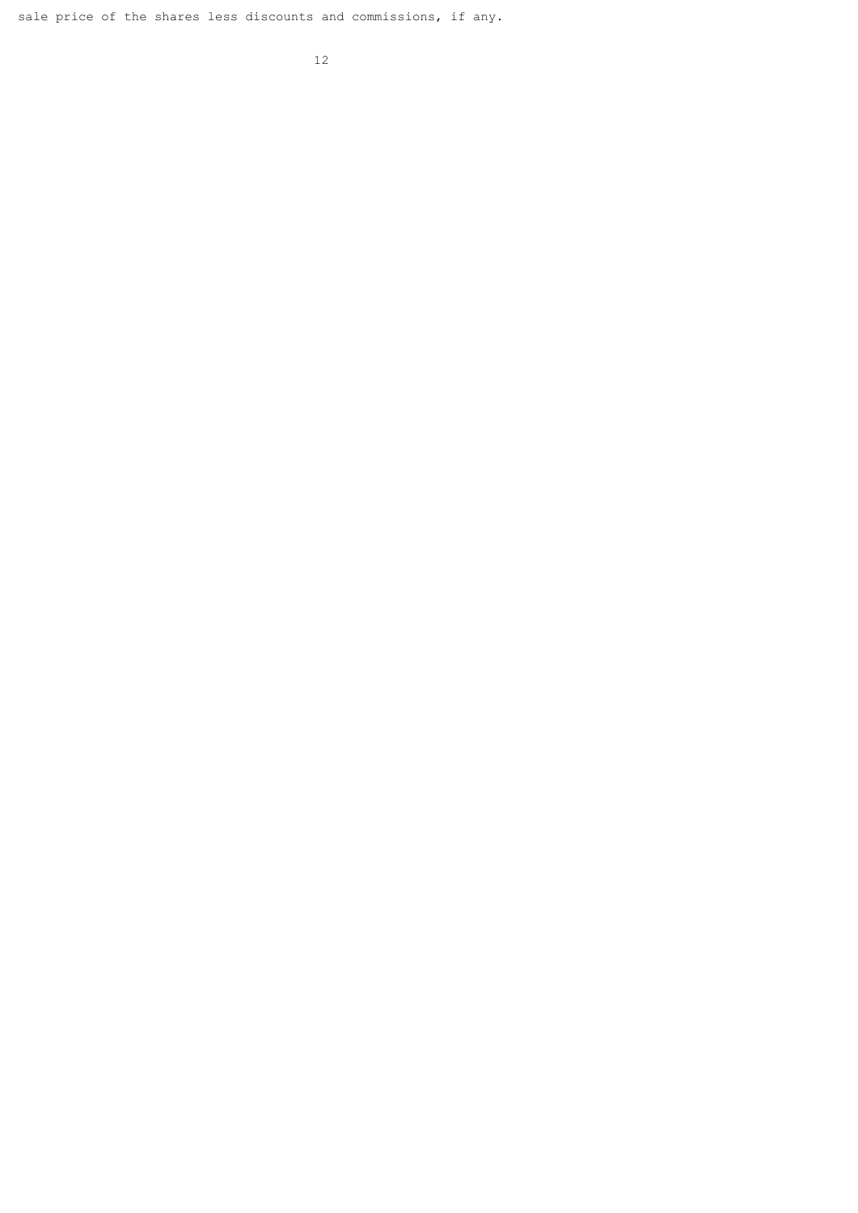sale price of the shares less discounts and commissions, if any.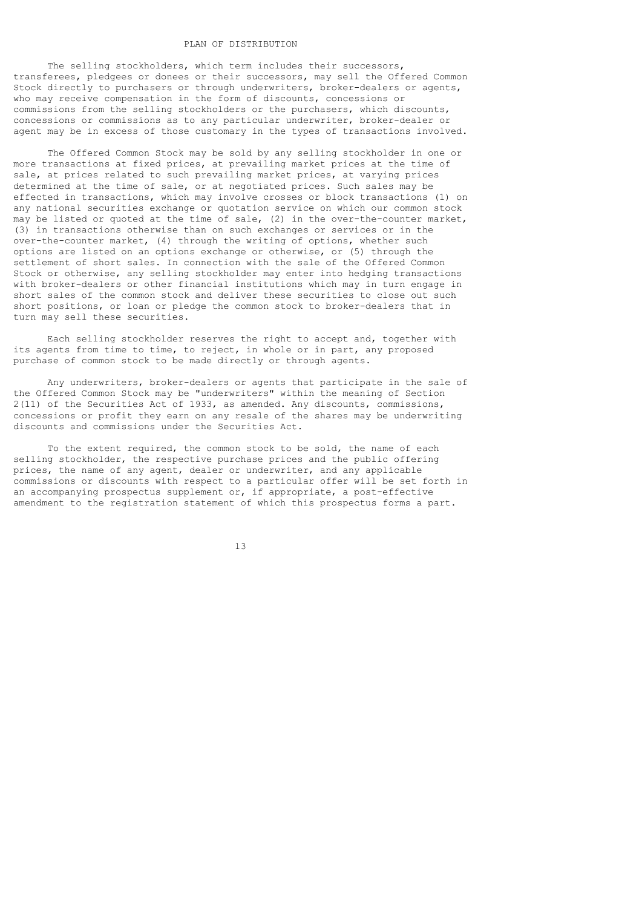## PLAN OF DISTRIBUTION

The selling stockholders, which term includes their successors, transferees, pledgees or donees or their successors, may sell the Offered Common Stock directly to purchasers or through underwriters, broker-dealers or agents, who may receive compensation in the form of discounts, concessions or commissions from the selling stockholders or the purchasers, which discounts, concessions or commissions as to any particular underwriter, broker-dealer or agent may be in excess of those customary in the types of transactions involved.

The Offered Common Stock may be sold by any selling stockholder in one or more transactions at fixed prices, at prevailing market prices at the time of sale, at prices related to such prevailing market prices, at varying prices determined at the time of sale, or at negotiated prices. Such sales may be effected in transactions, which may involve crosses or block transactions (1) on any national securities exchange or quotation service on which our common stock may be listed or quoted at the time of sale, (2) in the over-the-counter market, (3) in transactions otherwise than on such exchanges or services or in the over-the-counter market, (4) through the writing of options, whether such options are listed on an options exchange or otherwise, or (5) through the settlement of short sales. In connection with the sale of the Offered Common Stock or otherwise, any selling stockholder may enter into hedging transactions with broker-dealers or other financial institutions which may in turn engage in short sales of the common stock and deliver these securities to close out such short positions, or loan or pledge the common stock to broker-dealers that in turn may sell these securities.

Each selling stockholder reserves the right to accept and, together with its agents from time to time, to reject, in whole or in part, any proposed purchase of common stock to be made directly or through agents.

Any underwriters, broker-dealers or agents that participate in the sale of the Offered Common Stock may be "underwriters" within the meaning of Section 2(11) of the Securities Act of 1933, as amended. Any discounts, commissions, concessions or profit they earn on any resale of the shares may be underwriting discounts and commissions under the Securities Act.

To the extent required, the common stock to be sold, the name of each selling stockholder, the respective purchase prices and the public offering prices, the name of any agent, dealer or underwriter, and any applicable commissions or discounts with respect to a particular offer will be set forth in an accompanying prospectus supplement or, if appropriate, a post-effective amendment to the registration statement of which this prospectus forms a part.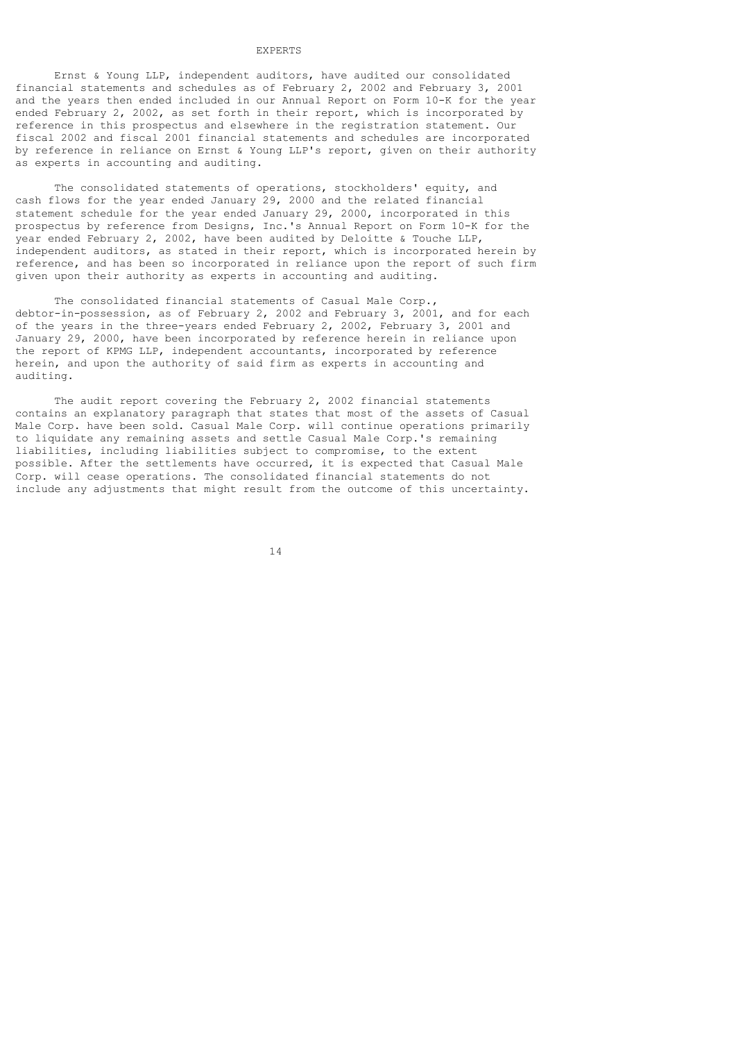# EXPERTS

Ernst & Young LLP, independent auditors, have audited our consolidated financial statements and schedules as of February 2, 2002 and February 3, 2001 and the years then ended included in our Annual Report on Form 10-K for the year ended February 2, 2002, as set forth in their report, which is incorporated by reference in this prospectus and elsewhere in the registration statement. Our fiscal 2002 and fiscal 2001 financial statements and schedules are incorporated by reference in reliance on Ernst & Young LLP's report, given on their authority as experts in accounting and auditing.

The consolidated statements of operations, stockholders' equity, and cash flows for the year ended January 29, 2000 and the related financial statement schedule for the year ended January 29, 2000, incorporated in this prospectus by reference from Designs, Inc.'s Annual Report on Form 10-K for the year ended February 2, 2002, have been audited by Deloitte & Touche LLP, independent auditors, as stated in their report, which is incorporated herein by reference, and has been so incorporated in reliance upon the report of such firm given upon their authority as experts in accounting and auditing.

The consolidated financial statements of Casual Male Corp., debtor-in-possession, as of February 2, 2002 and February 3, 2001, and for each of the years in the three-years ended February 2, 2002, February 3, 2001 and January 29, 2000, have been incorporated by reference herein in reliance upon the report of KPMG LLP, independent accountants, incorporated by reference herein, and upon the authority of said firm as experts in accounting and auditing.

The audit report covering the February 2, 2002 financial statements contains an explanatory paragraph that states that most of the assets of Casual Male Corp. have been sold. Casual Male Corp. will continue operations primarily to liquidate any remaining assets and settle Casual Male Corp.'s remaining liabilities, including liabilities subject to compromise, to the extent possible. After the settlements have occurred, it is expected that Casual Male Corp. will cease operations. The consolidated financial statements do not include any adjustments that might result from the outcome of this uncertainty.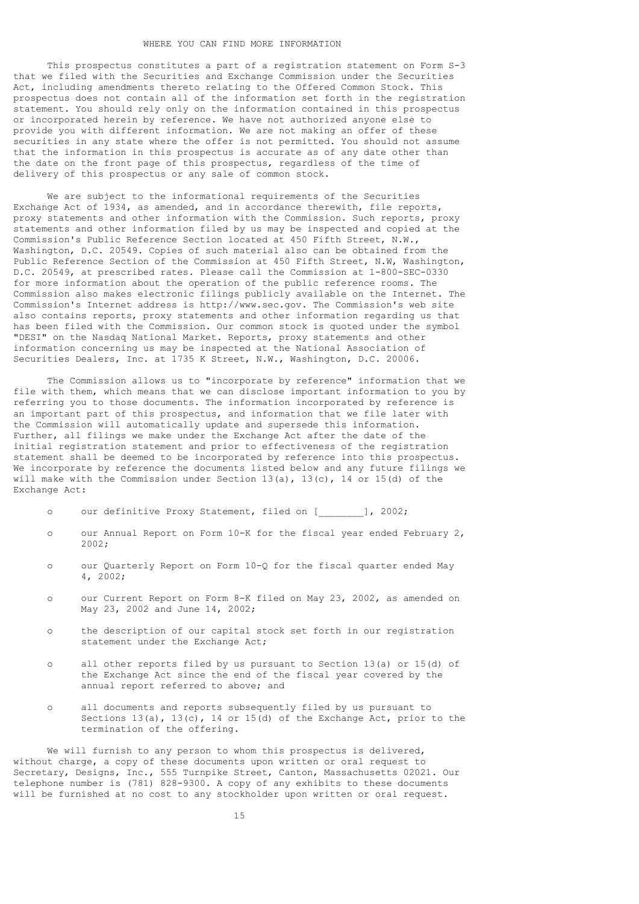## WHERE YOU CAN FIND MORE INFORMATION

This prospectus constitutes a part of a registration statement on Form S-3 that we filed with the Securities and Exchange Commission under the Securities Act, including amendments thereto relating to the Offered Common Stock. This prospectus does not contain all of the information set forth in the registration statement. You should rely only on the information contained in this prospectus or incorporated herein by reference. We have not authorized anyone else to provide you with different information. We are not making an offer of these securities in any state where the offer is not permitted. You should not assume that the information in this prospectus is accurate as of any date other than the date on the front page of this prospectus, regardless of the time of delivery of this prospectus or any sale of common stock.

We are subject to the informational requirements of the Securities Exchange Act of 1934, as amended, and in accordance therewith, file reports, proxy statements and other information with the Commission. Such reports, proxy statements and other information filed by us may be inspected and copied at the Commission's Public Reference Section located at 450 Fifth Street, N.W., Washington, D.C. 20549. Copies of such material also can be obtained from the Public Reference Section of the Commission at 450 Fifth Street, N.W, Washington, D.C. 20549, at prescribed rates. Please call the Commission at 1-800-SEC-0330 for more information about the operation of the public reference rooms. The Commission also makes electronic filings publicly available on the Internet. The Commission's Internet address is http://www.sec.gov. The Commission's web site also contains reports, proxy statements and other information regarding us that has been filed with the Commission. Our common stock is quoted under the symbol "DESI" on the Nasdaq National Market. Reports, proxy statements and other information concerning us may be inspected at the National Association of Securities Dealers, Inc. at 1735 K Street, N.W., Washington, D.C. 20006.

The Commission allows us to "incorporate by reference" information that we file with them, which means that we can disclose important information to you by referring you to those documents. The information incorporated by reference is an important part of this prospectus, and information that we file later with the Commission will automatically update and supersede this information. Further, all filings we make under the Exchange Act after the date of the initial registration statement and prior to effectiveness of the registration statement shall be deemed to be incorporated by reference into this prospectus. We incorporate by reference the documents listed below and any future filings we will make with the Commission under Section 13(a), 13(c), 14 or 15(d) of the Exchange Act:

- our definitive Proxy Statement, filed on [________], 2002;
- our Annual Report on Form 10-K for the fiscal year ended February 2, 2002;
- our Quarterly Report on Form 10-Q for the fiscal quarter ended May 4, 2002;
- our Current Report on Form 8-K filed on May 23, 2002, as amended on May 23, 2002 and June 14, 2002;
- the description of our capital stock set forth in our registration statement under the Exchange Act;
- all other reports filed by us pursuant to Section 13(a) or 15(d) of the Exchange Act since the end of the fiscal year covered by the annual report referred to above; and
- all documents and reports subsequently filed by us pursuant to Sections 13(a), 13(c), 14 or 15(d) of the Exchange Act, prior to the termination of the offering.

We will furnish to any person to whom this prospectus is delivered, without charge, a copy of these documents upon written or oral request to Secretary, Designs, Inc., 555 Turnpike Street, Canton, Massachusetts 02021. Our telephone number is (781) 828-9300. A copy of any exhibits to these documents will be furnished at no cost to any stockholder upon written or oral request.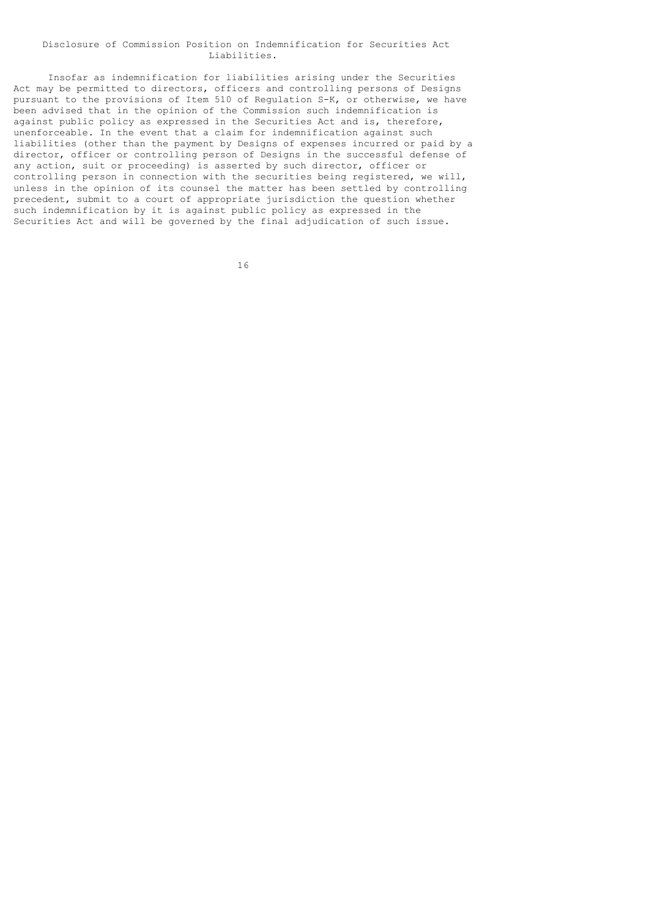## Disclosure of Commission Position on Indemnification for Securities Act Liabilities.

Insofar as indemnification for liabilities arising under the Securities Act may be permitted to directors, officers and controlling persons of Designs pursuant to the provisions of Item 510 of Regulation S-K, or otherwise, we have been advised that in the opinion of the Commission such indemnification is against public policy as expressed in the Securities Act and is, therefore, unenforceable. In the event that a claim for indemnification against such liabilities (other than the payment by Designs of expenses incurred or paid by a director, officer or controlling person of Designs in the successful defense of any action, suit or proceeding) is asserted by such director, officer or controlling person in connection with the securities being registered, we will, unless in the opinion of its counsel the matter has been settled by controlling precedent, submit to a court of appropriate jurisdiction the question whether such indemnification by it is against public policy as expressed in the Securities Act and will be governed by the final adjudication of such issue.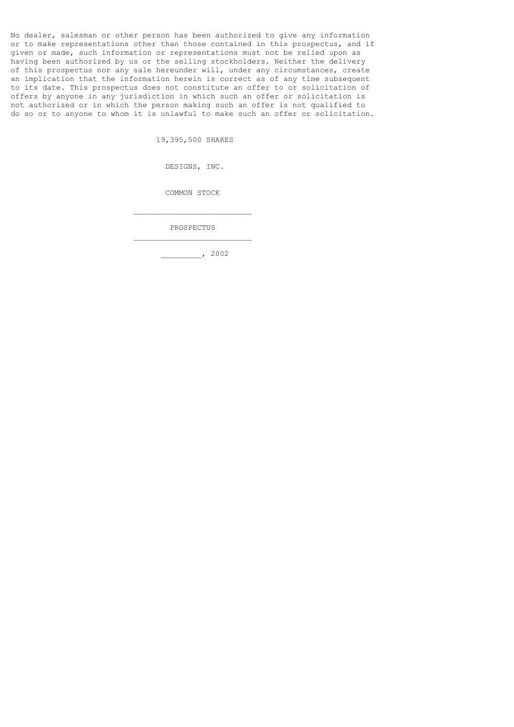No dealer, salesman or other person has been authorized to give any information or to make representations other than those contained in this prospectus, and if given or made, such information or representations must not be relied upon as having been authorized by us or the selling stockholders. Neither the delivery of this prospectus nor any sale hereunder will, under any circumstances, create an implication that the information herein is correct as of any time subsequent to its date. This prospectus does not constitute an offer to or solicitation of offers by anyone in any jurisdiction in which such an offer or solicitation is not authorized or in which the person making such an offer is not qualified to do so or to anyone to whom it is unlawful to make such an offer or solicitation.

19,395,500 SHARES

DESIGNS, INC.

COMMON STOCK

---

PROSPECTUS

---

_________, 2002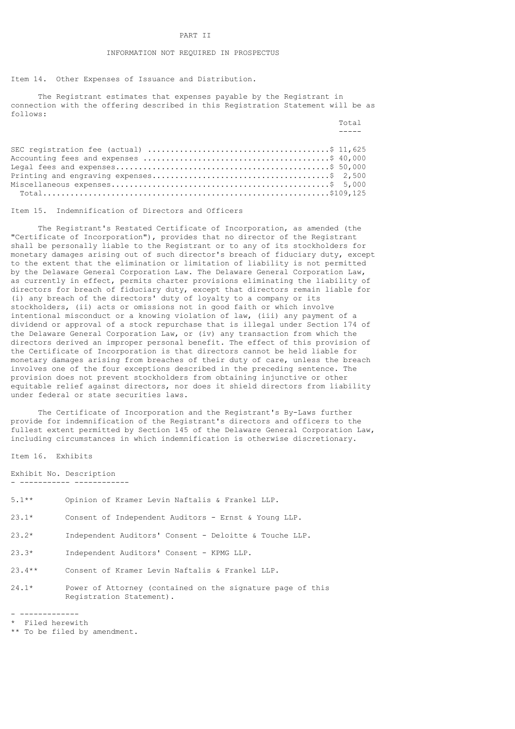# PART II

## INFORMATION NOT REQUIRED IN PROSPECTUS

### Item 14. Other Expenses of Issuance and Distribution.

The Registrant estimates that expenses payable by the Registrant in connection with the offering described in this Registration Statement will be as follows:

| | Total |
|---|---|
| SEC registration fee (actual) | $ 11,625 |
| Accounting fees and expenses | $ 40,000 |
| Legal fees and expenses | $ 50,000 |
| Printing and engraving expenses | $ 2,500 |
| Miscellaneous expenses | $ 5,000 |
| Total | $109,125 |

### Item 15. Indemnification of Directors and Officers

The Registrant's Restated Certificate of Incorporation, as amended (the "Certificate of Incorporation"), provides that no director of the Registrant shall be personally liable to the Registrant or to any of its stockholders for monetary damages arising out of such director's breach of fiduciary duty, except to the extent that the elimination or limitation of liability is not permitted by the Delaware General Corporation Law. The Delaware General Corporation Law, as currently in effect, permits charter provisions eliminating the liability of directors for breach of fiduciary duty, except that directors remain liable for (i) any breach of the directors' duty of loyalty to a company or its stockholders, (ii) acts or omissions not in good faith or which involve intentional misconduct or a knowing violation of law, (iii) any payment of a dividend or approval of a stock repurchase that is illegal under Section 174 of the Delaware General Corporation Law, or (iv) any transaction from which the directors derived an improper personal benefit. The effect of this provision of the Certificate of Incorporation is that directors cannot be held liable for monetary damages arising from breaches of their duty of care, unless the breach involves one of the four exceptions described in the preceding sentence. The provision does not prevent stockholders from obtaining injunctive or other equitable relief against directors, nor does it shield directors from liability under federal or state securities laws.

The Certificate of Incorporation and the Registrant's By-Laws further provide for indemnification of the Registrant's directors and officers to the fullest extent permitted by Section 145 of the Delaware General Corporation Law, including circumstances in which indemnification is otherwise discretionary.

### Item 16. Exhibits

| Exhibit No. | Description |
|---|---|
| 5.1** | Opinion of Kramer Levin Naftalis & Frankel LLP. |
| 23.1* | Consent of Independent Auditors - Ernst & Young LLP. |
| 23.2* | Independent Auditors' Consent - Deloitte & Touche LLP. |
| 23.3* | Independent Auditors' Consent - KPMG LLP. |
| 23.4** | Consent of Kramer Levin Naftalis & Frankel LLP. |
| 24.1* | Power of Attorney (contained on the signature page of this Registration Statement). |

- -------------

\* Filed herewith

** To be filed by amendment.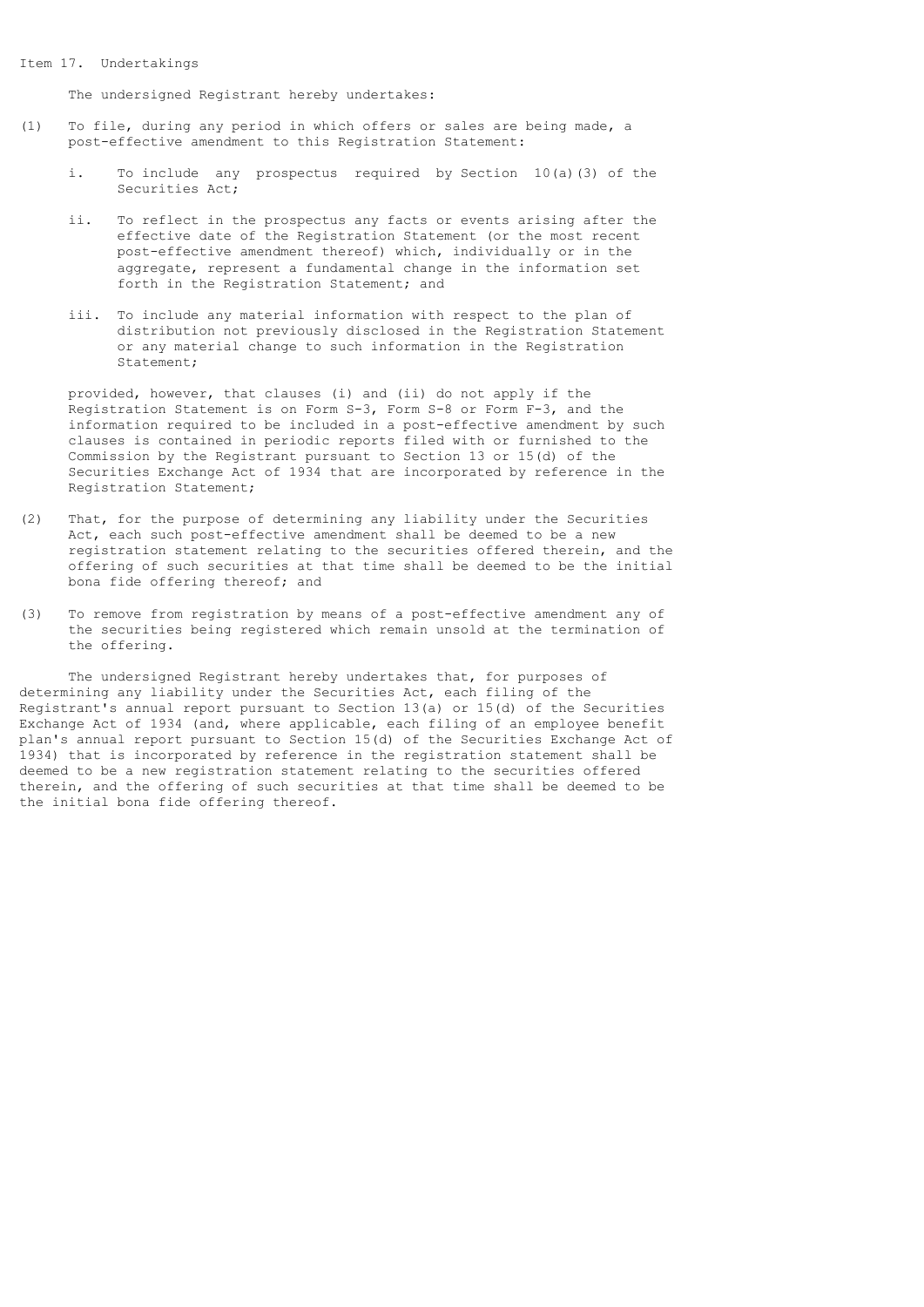## Item 17. Undertakings

The undersigned Registrant hereby undertakes:

(1) To file, during any period in which offers or sales are being made, a post-effective amendment to this Registration Statement:

   i. To include any prospectus required by Section 10(a)(3) of the Securities Act;

   ii. To reflect in the prospectus any facts or events arising after the effective date of the Registration Statement (or the most recent post-effective amendment thereof) which, individually or in the aggregate, represent a fundamental change in the information set forth in the Registration Statement; and

   iii. To include any material information with respect to the plan of distribution not previously disclosed in the Registration Statement or any material change to such information in the Registration Statement;

   provided, however, that clauses (i) and (ii) do not apply if the Registration Statement is on Form S-3, Form S-8 or Form F-3, and the information required to be included in a post-effective amendment by such clauses is contained in periodic reports filed with or furnished to the Commission by the Registrant pursuant to Section 13 or 15(d) of the Securities Exchange Act of 1934 that are incorporated by reference in the Registration Statement;

(2) That, for the purpose of determining any liability under the Securities Act, each such post-effective amendment shall be deemed to be a new registration statement relating to the securities offered therein, and the offering of such securities at that time shall be deemed to be the initial bona fide offering thereof; and

(3) To remove from registration by means of a post-effective amendment any of the securities being registered which remain unsold at the termination of the offering.

The undersigned Registrant hereby undertakes that, for purposes of determining any liability under the Securities Act, each filing of the Registrant's annual report pursuant to Section 13(a) or 15(d) of the Securities Exchange Act of 1934 (and, where applicable, each filing of an employee benefit plan's annual report pursuant to Section 15(d) of the Securities Exchange Act of 1934) that is incorporated by reference in the registration statement shall be deemed to be a new registration statement relating to the securities offered therein, and the offering of such securities at that time shall be deemed to be the initial bona fide offering thereof.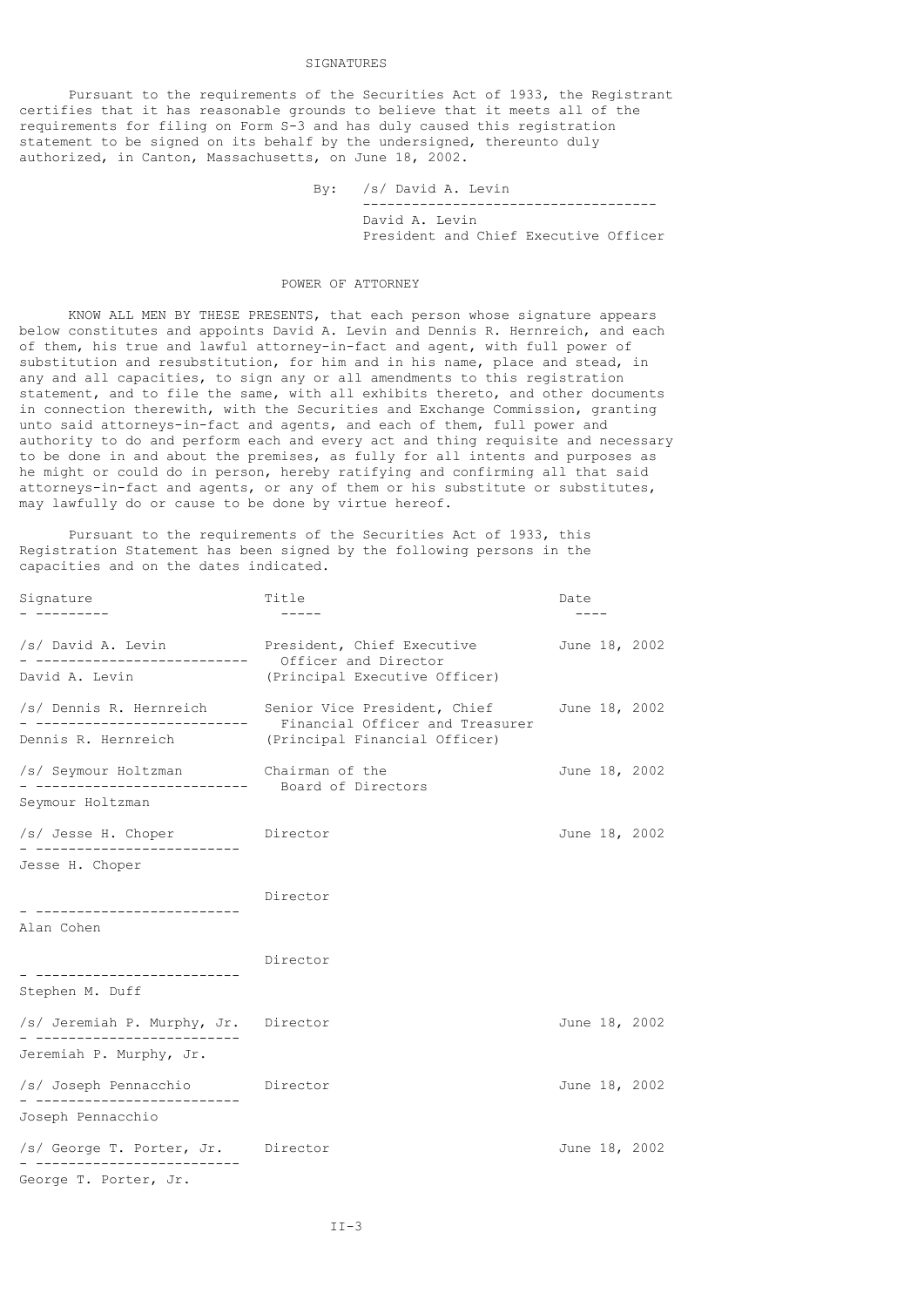## SIGNATURES

Pursuant to the requirements of the Securities Act of 1933, the Registrant certifies that it has reasonable grounds to believe that it meets all of the requirements for filing on Form S-3 and has duly caused this registration statement to be signed on its behalf by the undersigned, thereunto duly authorized, in Canton, Massachusetts, on June 18, 2002.

By: /s/ David A. Levin
David A. Levin
President and Chief Executive Officer

## POWER OF ATTORNEY

KNOW ALL MEN BY THESE PRESENTS, that each person whose signature appears below constitutes and appoints David A. Levin and Dennis R. Hernreich, and each of them, his true and lawful attorney-in-fact and agent, with full power of substitution and resubstitution, for him and in his name, place and stead, in any and all capacities, to sign any or all amendments to this registration statement, and to file the same, with all exhibits thereto, and other documents in connection therewith, with the Securities and Exchange Commission, granting unto said attorneys-in-fact and agents, and each of them, full power and authority to do and perform each and every act and thing requisite and necessary to be done in and about the premises, as fully for all intents and purposes as he might or could do in person, hereby ratifying and confirming all that said attorneys-in-fact and agents, or any of them or his substitute or substitutes, may lawfully do or cause to be done by virtue hereof.

Pursuant to the requirements of the Securities Act of 1933, this Registration Statement has been signed by the following persons in the capacities and on the dates indicated.

| Signature | Title | Date |
|---|---|---|
| /s/ David A. Levin<br>David A. Levin | President, Chief Executive Officer and Director (Principal Executive Officer) | June 18, 2002 |
| /s/ Dennis R. Hernreich<br>Dennis R. Hernreich | Senior Vice President, Chief Financial Officer and Treasurer (Principal Financial Officer) | June 18, 2002 |
| /s/ Seymour Holtzman<br>Seymour Holtzman | Chairman of the Board of Directors | June 18, 2002 |
| /s/ Jesse H. Choper<br>Jesse H. Choper | Director | June 18, 2002 |
| Alan Cohen | Director | |
| Stephen M. Duff | Director | |
| /s/ Jeremiah P. Murphy, Jr.<br>Jeremiah P. Murphy, Jr. | Director | June 18, 2002 |
| /s/ Joseph Pennacchio<br>Joseph Pennacchio | Director | June 18, 2002 |
| /s/ George T. Porter, Jr.<br>George T. Porter, Jr. | Director | June 18, 2002 |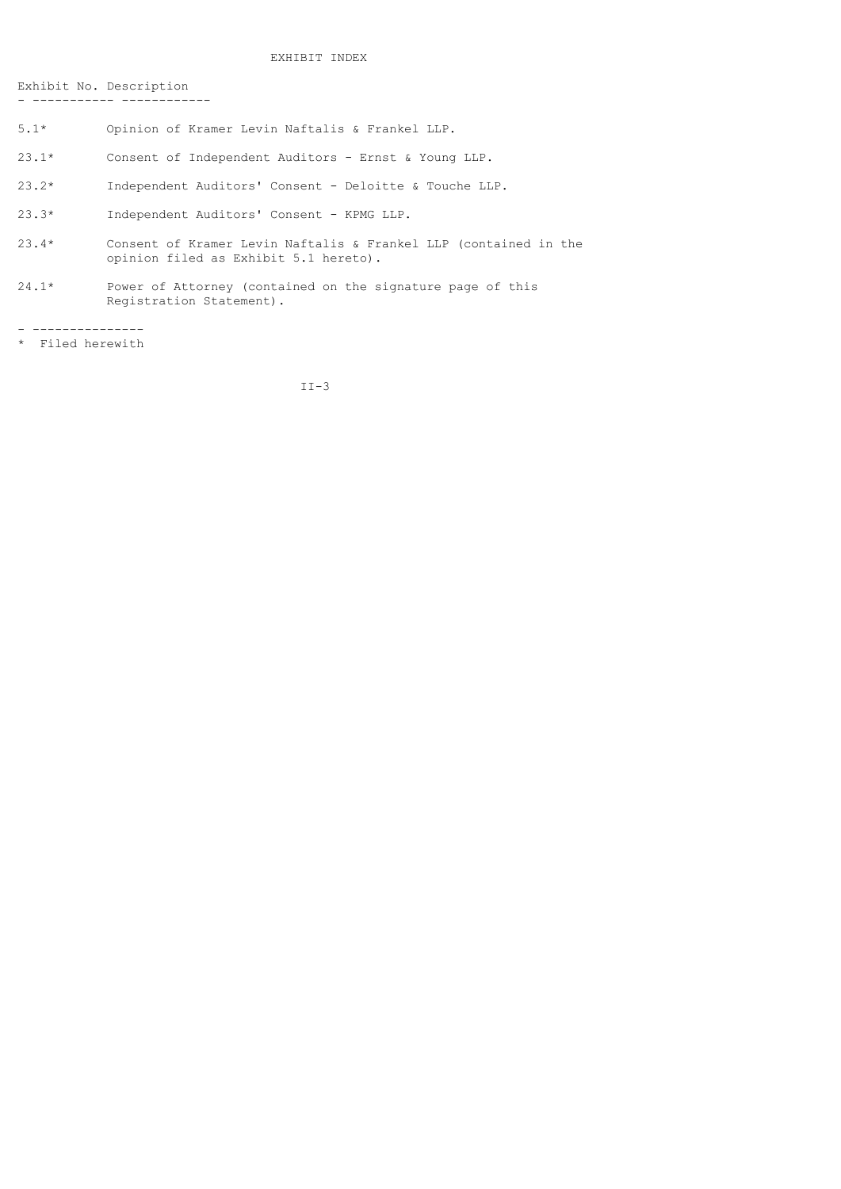# EXHIBIT INDEX

| Exhibit No. | Description |
| --- | --- |
| 5.1* | Opinion of Kramer Levin Naftalis & Frankel LLP. |
| 23.1* | Consent of Independent Auditors - Ernst & Young LLP. |
| 23.2* | Independent Auditors' Consent - Deloitte & Touche LLP. |
| 23.3* | Independent Auditors' Consent - KPMG LLP. |
| 23.4* | Consent of Kramer Levin Naftalis & Frankel LLP (contained in the opinion filed as Exhibit 5.1 hereto). |
| 24.1* | Power of Attorney (contained on the signature page of this Registration Statement). |

---

* Filed herewith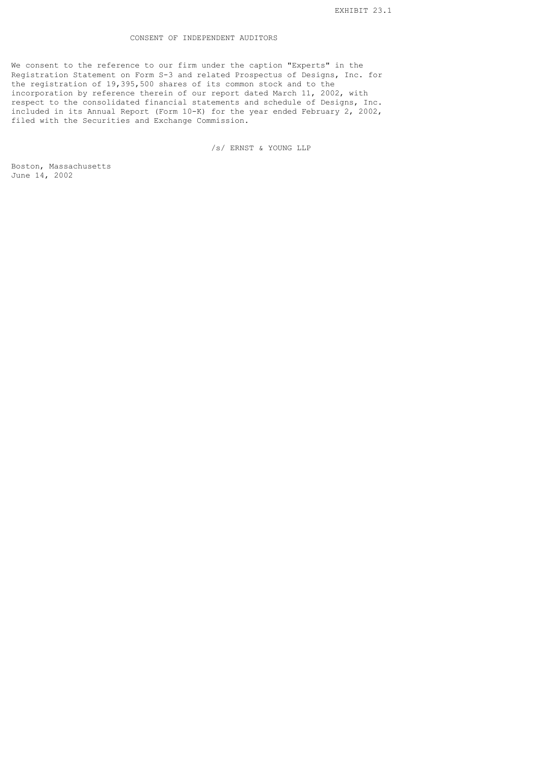EXHIBIT 23.1

# CONSENT OF INDEPENDENT AUDITORS

We consent to the reference to our firm under the caption "Experts" in the Registration Statement on Form S-3 and related Prospectus of Designs, Inc. for the registration of 19,395,500 shares of its common stock and to the incorporation by reference therein of our report dated March 11, 2002, with respect to the consolidated financial statements and schedule of Designs, Inc. included in its Annual Report (Form 10-K) for the year ended February 2, 2002, filed with the Securities and Exchange Commission.

/s/ ERNST & YOUNG LLP

Boston, Massachusetts
June 14, 2002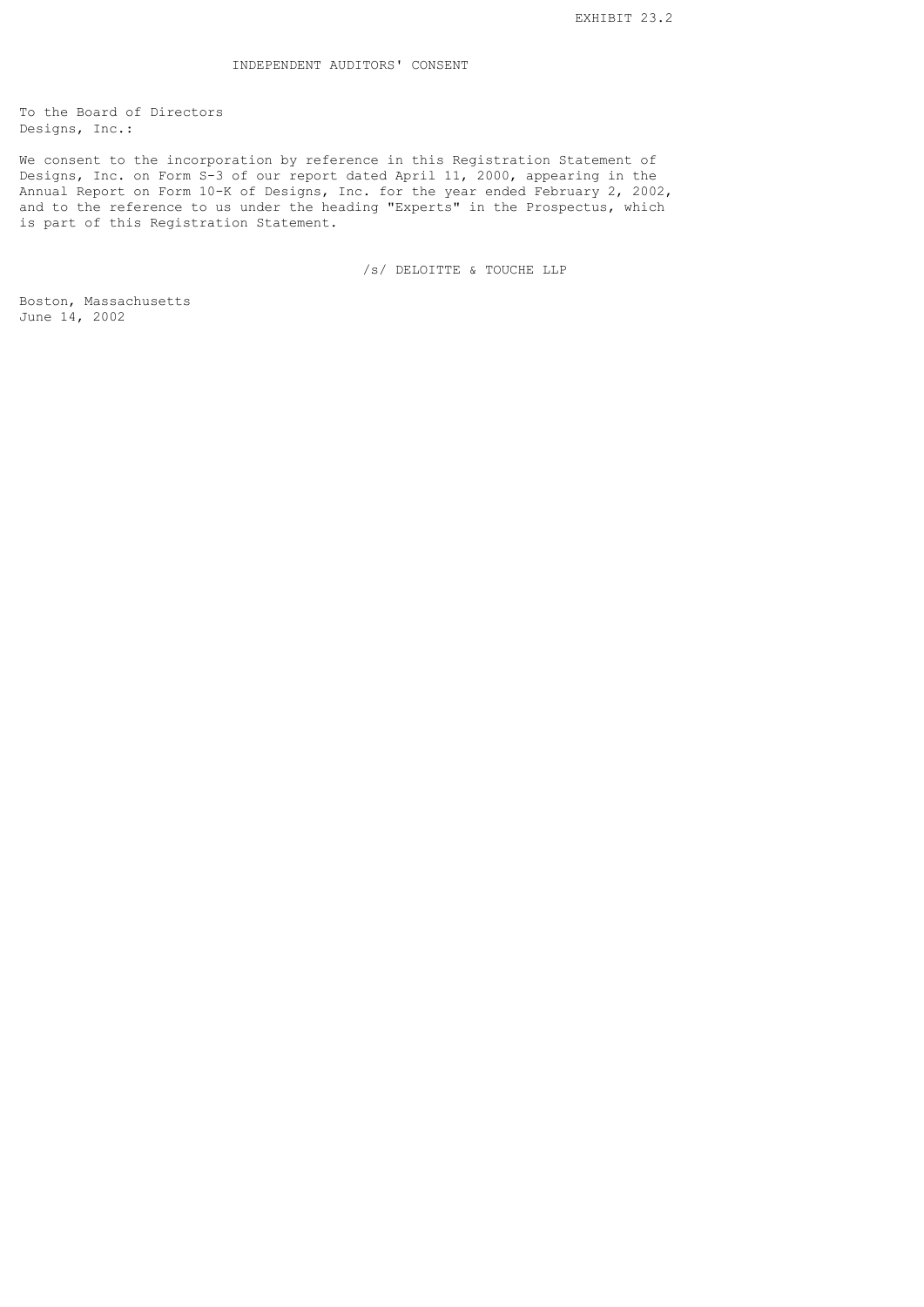EXHIBIT 23.2

# INDEPENDENT AUDITORS' CONSENT

To the Board of Directors
Designs, Inc.:

We consent to the incorporation by reference in this Registration Statement of Designs, Inc. on Form S-3 of our report dated April 11, 2000, appearing in the Annual Report on Form 10-K of Designs, Inc. for the year ended February 2, 2002, and to the reference to us under the heading "Experts" in the Prospectus, which is part of this Registration Statement.

/s/ DELOITTE & TOUCHE LLP

Boston, Massachusetts
June 14, 2002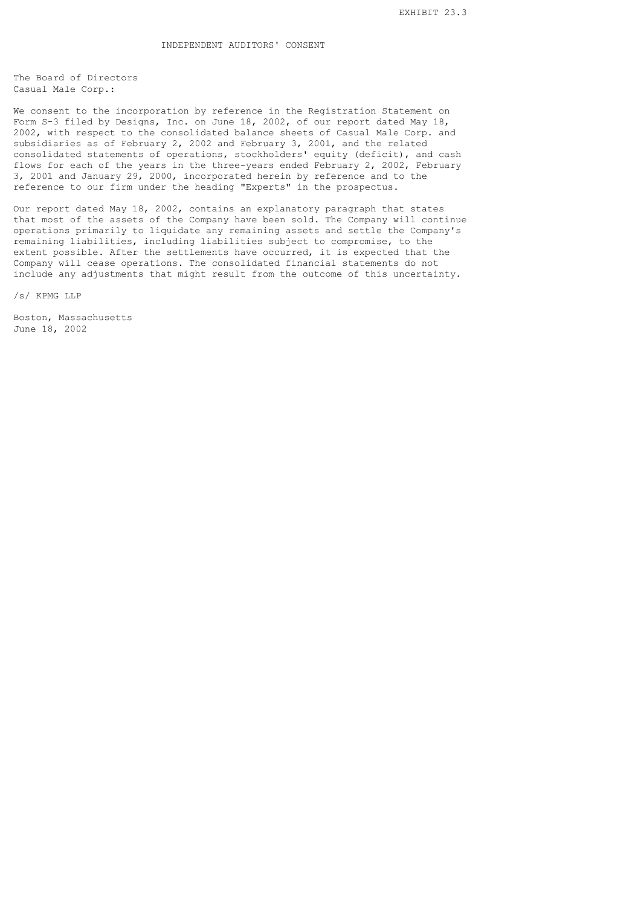EXHIBIT 23.3

# INDEPENDENT AUDITORS' CONSENT

The Board of Directors
Casual Male Corp.:

We consent to the incorporation by reference in the Registration Statement on Form S-3 filed by Designs, Inc. on June 18, 2002, of our report dated May 18, 2002, with respect to the consolidated balance sheets of Casual Male Corp. and subsidiaries as of February 2, 2002 and February 3, 2001, and the related consolidated statements of operations, stockholders' equity (deficit), and cash flows for each of the years in the three-years ended February 2, 2002, February 3, 2001 and January 29, 2000, incorporated herein by reference and to the reference to our firm under the heading "Experts" in the prospectus.

Our report dated May 18, 2002, contains an explanatory paragraph that states that most of the assets of the Company have been sold. The Company will continue operations primarily to liquidate any remaining assets and settle the Company's remaining liabilities, including liabilities subject to compromise, to the extent possible. After the settlements have occurred, it is expected that the Company will cease operations. The consolidated financial statements do not include any adjustments that might result from the outcome of this uncertainty.

/s/ KPMG LLP

Boston, Massachusetts
June 18, 2002